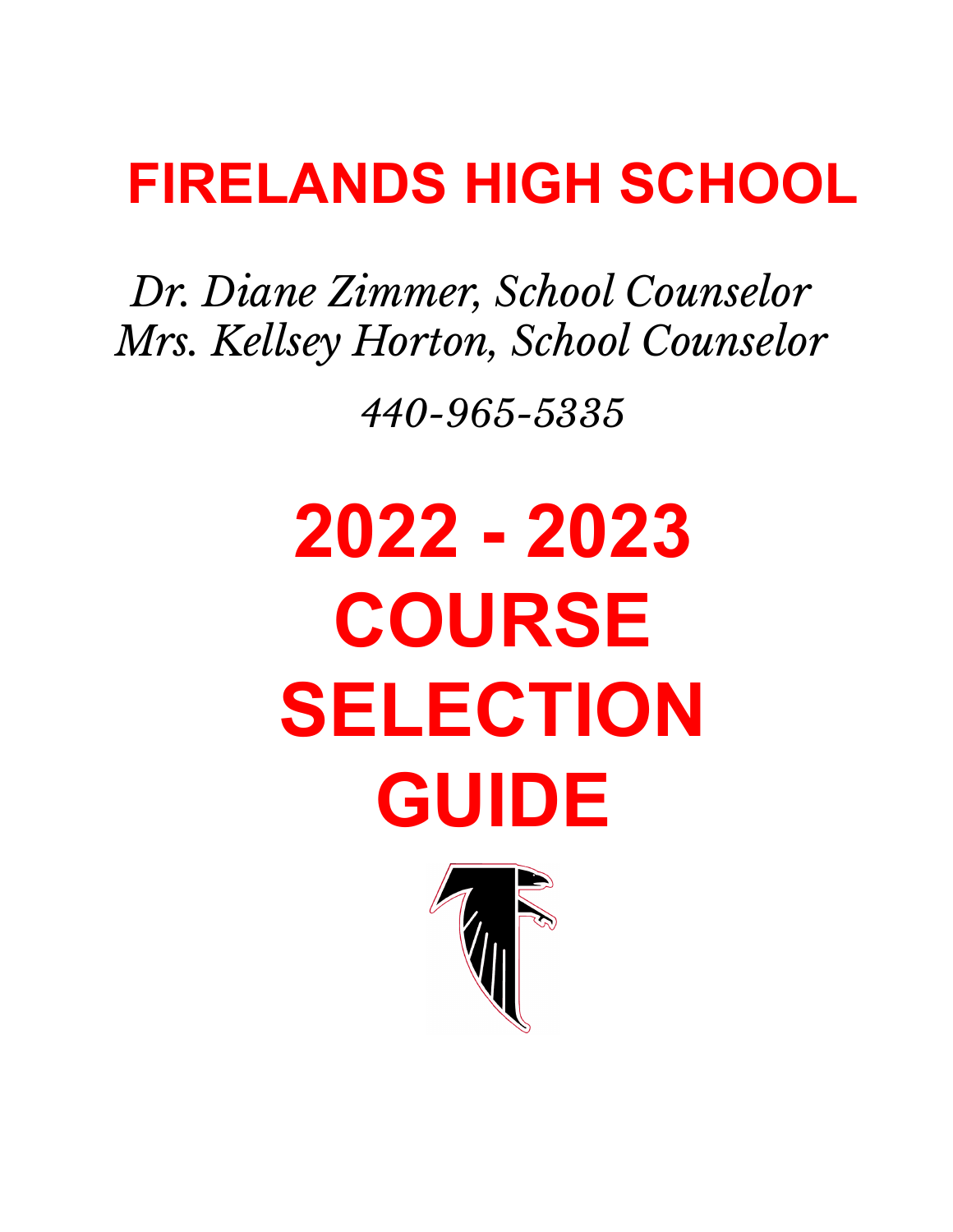# FIRELANDS HIGH SCHOOL

*Dr. Diane Zimmer, School Counselor*
*Mrs. Kellsey Horton, School Counselor*

*440-965-5335*

# 2022 - 2023 COURSE SELECTION GUIDE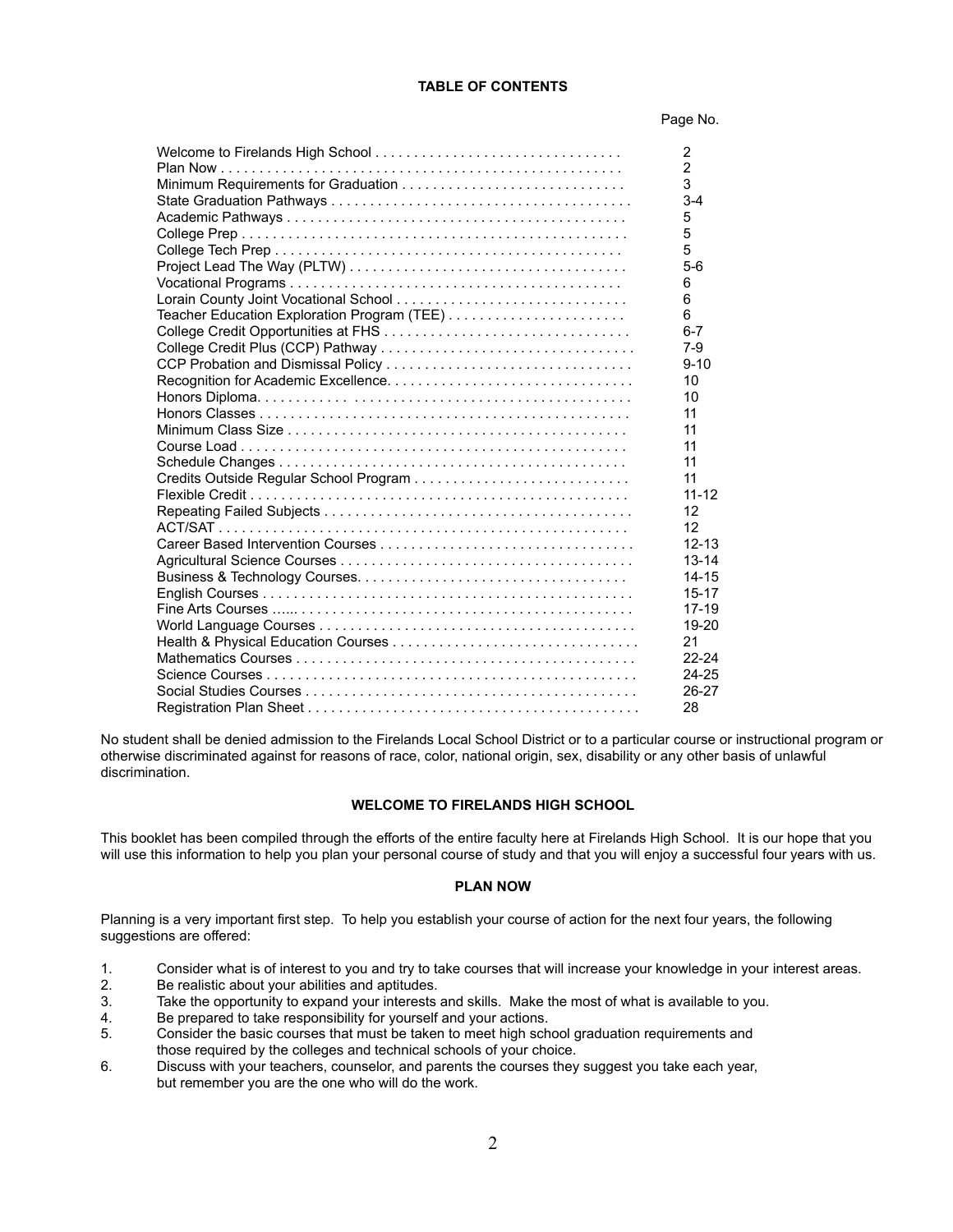## TABLE OF CONTENTS

| | Page No. |
|---|---|
| Welcome to Firelands High School | 2 |
| Plan Now | 2 |
| Minimum Requirements for Graduation | 3 |
| State Graduation Pathways | 3-4 |
| Academic Pathways | 5 |
| College Prep | 5 |
| College Tech Prep | 5 |
| Project Lead The Way (PLTW) | 5-6 |
| Vocational Programs | 6 |
| Lorain County Joint Vocational School | 6 |
| Teacher Education Exploration Program (TEE) | 6 |
| College Credit Opportunities at FHS | 6-7 |
| College Credit Plus (CCP) Pathway | 7-9 |
| CCP Probation and Dismissal Policy | 9-10 |
| Recognition for Academic Excellence | 10 |
| Honors Diploma | 10 |
| Honors Classes | 11 |
| Minimum Class Size | 11 |
| Course Load | 11 |
| Schedule Changes | 11 |
| Credits Outside Regular School Program | 11 |
| Flexible Credit | 11-12 |
| Repeating Failed Subjects | 12 |
| ACT/SAT | 12 |
| Career Based Intervention Courses | 12-13 |
| Agricultural Science Courses | 13-14 |
| Business & Technology Courses | 14-15 |
| English Courses | 15-17 |
| Fine Arts Courses | 17-19 |
| World Language Courses | 19-20 |
| Health & Physical Education Courses | 21 |
| Mathematics Courses | 22-24 |
| Science Courses | 24-25 |
| Social Studies Courses | 26-27 |
| Registration Plan Sheet | 28 |

No student shall be denied admission to the Firelands Local School District or to a particular course or instructional program or otherwise discriminated against for reasons of race, color, national origin, sex, disability or any other basis of unlawful discrimination.

## WELCOME TO FIRELANDS HIGH SCHOOL

This booklet has been compiled through the efforts of the entire faculty here at Firelands High School. It is our hope that you will use this information to help you plan your personal course of study and that you will enjoy a successful four years with us.

## PLAN NOW

Planning is a very important first step. To help you establish your course of action for the next four years, the following suggestions are offered:

1. Consider what is of interest to you and try to take courses that will increase your knowledge in your interest areas.
2. Be realistic about your abilities and aptitudes.
3. Take the opportunity to expand your interests and skills. Make the most of what is available to you.
4. Be prepared to take responsibility for yourself and your actions.
5. Consider the basic courses that must be taken to meet high school graduation requirements and those required by the colleges and technical schools of your choice.
6. Discuss with your teachers, counselor, and parents the courses they suggest you take each year, but remember you are the one who will do the work.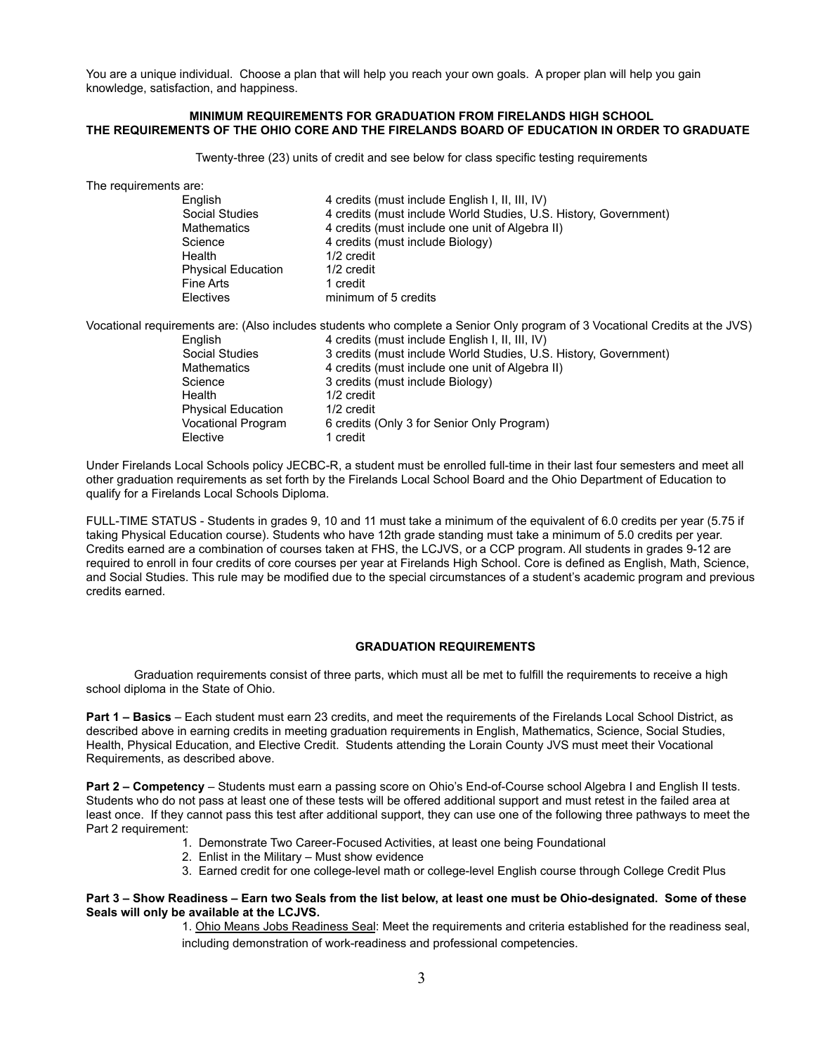You are a unique individual. Choose a plan that will help you reach your own goals. A proper plan will help you gain knowledge, satisfaction, and happiness.

**MINIMUM REQUIREMENTS FOR GRADUATION FROM FIRELANDS HIGH SCHOOL**
**THE REQUIREMENTS OF THE OHIO CORE AND THE FIRELANDS BOARD OF EDUCATION IN ORDER TO GRADUATE**

Twenty-three (23) units of credit and see below for class specific testing requirements

The requirements are:

| | |
|---|---|
| English | 4 credits (must include English I, II, III, IV) |
| Social Studies | 4 credits (must include World Studies, U.S. History, Government) |
| Mathematics | 4 credits (must include one unit of Algebra II) |
| Science | 4 credits (must include Biology) |
| Health | 1/2 credit |
| Physical Education | 1/2 credit |
| Fine Arts | 1 credit |
| Electives | minimum of 5 credits |

Vocational requirements are: (Also includes students who complete a Senior Only program of 3 Vocational Credits at the JVS)

| | |
|---|---|
| English | 4 credits (must include English I, II, III, IV) |
| Social Studies | 3 credits (must include World Studies, U.S. History, Government) |
| Mathematics | 4 credits (must include one unit of Algebra II) |
| Science | 3 credits (must include Biology) |
| Health | 1/2 credit |
| Physical Education | 1/2 credit |
| Vocational Program | 6 credits (Only 3 for Senior Only Program) |
| Elective | 1 credit |

Under Firelands Local Schools policy JECBC-R, a student must be enrolled full-time in their last four semesters and meet all other graduation requirements as set forth by the Firelands Local School Board and the Ohio Department of Education to qualify for a Firelands Local Schools Diploma.

FULL-TIME STATUS - Students in grades 9, 10 and 11 must take a minimum of the equivalent of 6.0 credits per year (5.75 if taking Physical Education course). Students who have 12th grade standing must take a minimum of 5.0 credits per year. Credits earned are a combination of courses taken at FHS, the LCJVS, or a CCP program. All students in grades 9-12 are required to enroll in four credits of core courses per year at Firelands High School. Core is defined as English, Math, Science, and Social Studies. This rule may be modified due to the special circumstances of a student's academic program and previous credits earned.

**GRADUATION REQUIREMENTS**

Graduation requirements consist of three parts, which must all be met to fulfill the requirements to receive a high school diploma in the State of Ohio.

**Part 1 – Basics** – Each student must earn 23 credits, and meet the requirements of the Firelands Local School District, as described above in earning credits in meeting graduation requirements in English, Mathematics, Science, Social Studies, Health, Physical Education, and Elective Credit. Students attending the Lorain County JVS must meet their Vocational Requirements, as described above.

**Part 2 – Competency** – Students must earn a passing score on Ohio's End-of-Course school Algebra I and English II tests. Students who do not pass at least one of these tests will be offered additional support and must retest in the failed area at least once. If they cannot pass this test after additional support, they can use one of the following three pathways to meet the Part 2 requirement:

1. Demonstrate Two Career-Focused Activities, at least one being Foundational
2. Enlist in the Military – Must show evidence
3. Earned credit for one college-level math or college-level English course through College Credit Plus

**Part 3 – Show Readiness – Earn two Seals from the list below, at least one must be Ohio-designated. Some of these Seals will only be available at the LCJVS.**

1. Ohio Means Jobs Readiness Seal: Meet the requirements and criteria established for the readiness seal, including demonstration of work-readiness and professional competencies.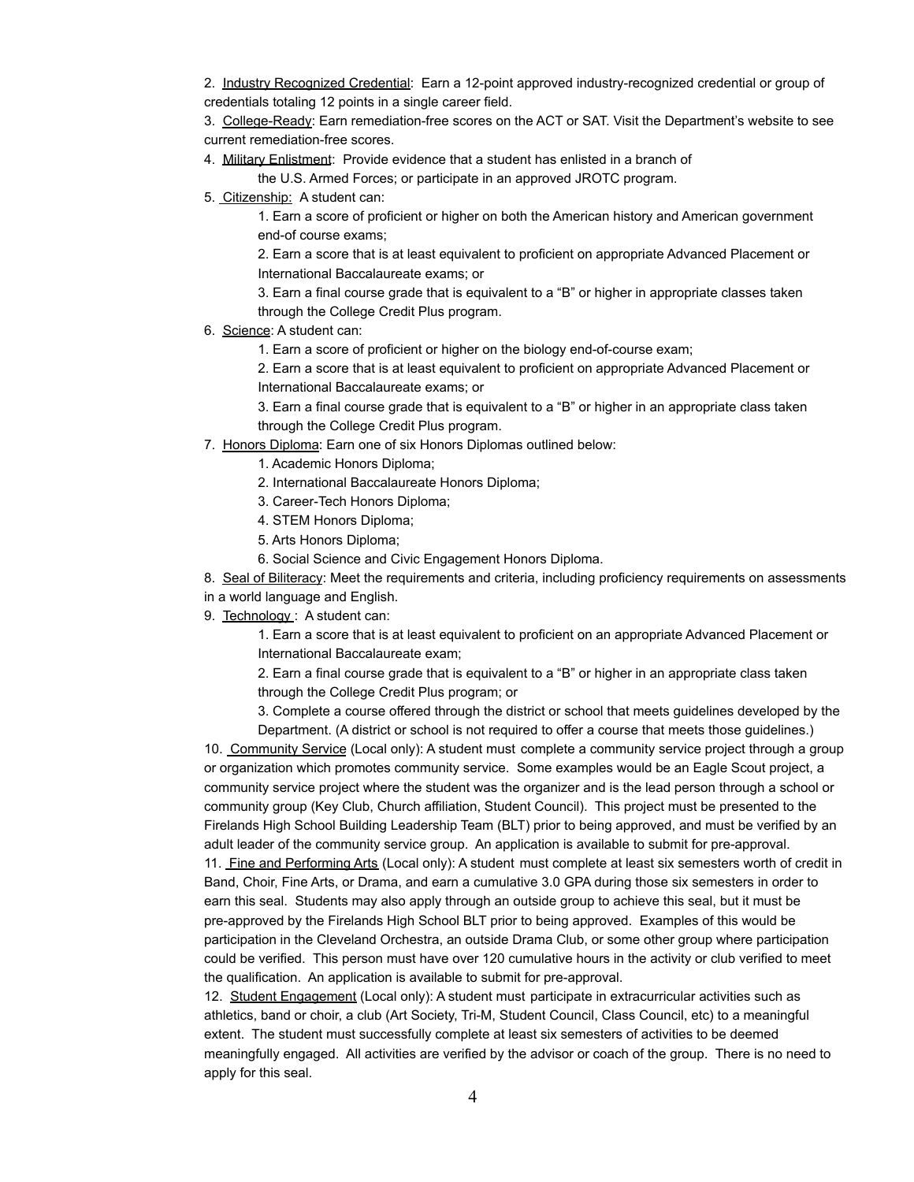2. Industry Recognized Credential: Earn a 12-point approved industry-recognized credential or group of credentials totaling 12 points in a single career field.

3. College-Ready: Earn remediation-free scores on the ACT or SAT. Visit the Department's website to see current remediation-free scores.

4. Military Enlistment: Provide evidence that a student has enlisted in a branch of the U.S. Armed Forces; or participate in an approved JROTC program.

5. Citizenship: A student can:
   1. Earn a score of proficient or higher on both the American history and American government end-of course exams;
   2. Earn a score that is at least equivalent to proficient on appropriate Advanced Placement or International Baccalaureate exams; or
   3. Earn a final course grade that is equivalent to a "B" or higher in appropriate classes taken through the College Credit Plus program.

6. Science: A student can:
   1. Earn a score of proficient or higher on the biology end-of-course exam;
   2. Earn a score that is at least equivalent to proficient on appropriate Advanced Placement or International Baccalaureate exams; or
   3. Earn a final course grade that is equivalent to a "B" or higher in an appropriate class taken through the College Credit Plus program.

7. Honors Diploma: Earn one of six Honors Diplomas outlined below:
   1. Academic Honors Diploma;
   2. International Baccalaureate Honors Diploma;
   3. Career-Tech Honors Diploma;
   4. STEM Honors Diploma;
   5. Arts Honors Diploma;
   6. Social Science and Civic Engagement Honors Diploma.

8. Seal of Biliteracy: Meet the requirements and criteria, including proficiency requirements on assessments in a world language and English.

9. Technology : A student can:
   1. Earn a score that is at least equivalent to proficient on an appropriate Advanced Placement or International Baccalaureate exam;
   2. Earn a final course grade that is equivalent to a "B" or higher in an appropriate class taken through the College Credit Plus program; or
   3. Complete a course offered through the district or school that meets guidelines developed by the Department. (A district or school is not required to offer a course that meets those guidelines.)

10. Community Service (Local only): A student must complete a community service project through a group or organization which promotes community service. Some examples would be an Eagle Scout project, a community service project where the student was the organizer and is the lead person through a school or community group (Key Club, Church affiliation, Student Council). This project must be presented to the Firelands High School Building Leadership Team (BLT) prior to being approved, and must be verified by an adult leader of the community service group. An application is available to submit for pre-approval.

11. Fine and Performing Arts (Local only): A student must complete at least six semesters worth of credit in Band, Choir, Fine Arts, or Drama, and earn a cumulative 3.0 GPA during those six semesters in order to earn this seal. Students may also apply through an outside group to achieve this seal, but it must be pre-approved by the Firelands High School BLT prior to being approved. Examples of this would be participation in the Cleveland Orchestra, an outside Drama Club, or some other group where participation could be verified. This person must have over 120 cumulative hours in the activity or club verified to meet the qualification. An application is available to submit for pre-approval.

12. Student Engagement (Local only): A student must participate in extracurricular activities such as athletics, band or choir, a club (Art Society, Tri-M, Student Council, Class Council, etc) to a meaningful extent. The student must successfully complete at least six semesters of activities to be deemed meaningfully engaged. All activities are verified by the advisor or coach of the group. There is no need to apply for this seal.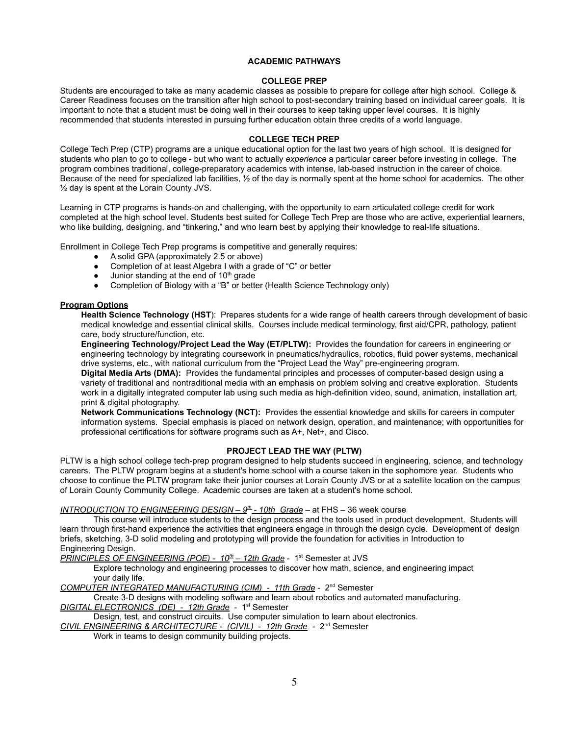# ACADEMIC PATHWAYS

## COLLEGE PREP

Students are encouraged to take as many academic classes as possible to prepare for college after high school. College & Career Readiness focuses on the transition after high school to post-secondary training based on individual career goals. It is important to note that a student must be doing well in their courses to keep taking upper level courses. It is highly recommended that students interested in pursuing further education obtain three credits of a world language.

## COLLEGE TECH PREP

College Tech Prep (CTP) programs are a unique educational option for the last two years of high school. It is designed for students who plan to go to college - but who want to actually *experience* a particular career before investing in college. The program combines traditional, college-preparatory academics with intense, lab-based instruction in the career of choice. Because of the need for specialized lab facilities, ½ of the day is normally spent at the home school for academics. The other ½ day is spent at the Lorain County JVS.

Learning in CTP programs is hands-on and challenging, with the opportunity to earn articulated college credit for work completed at the high school level. Students best suited for College Tech Prep are those who are active, experiential learners, who like building, designing, and "tinkering," and who learn best by applying their knowledge to real-life situations.

Enrollment in College Tech Prep programs is competitive and generally requires:

- A solid GPA (approximately 2.5 or above)
- Completion of at least Algebra I with a grade of "C" or better
- Junior standing at the end of 10th grade
- Completion of Biology with a "B" or better (Health Science Technology only)

**Program Options**

**Health Science Technology (HST**): Prepares students for a wide range of health careers through development of basic medical knowledge and essential clinical skills. Courses include medical terminology, first aid/CPR, pathology, patient care, body structure/function, etc.

**Engineering Technology/Project Lead the Way (ET/PLTW):** Provides the foundation for careers in engineering or engineering technology by integrating coursework in pneumatics/hydraulics, robotics, fluid power systems, mechanical drive systems, etc., with national curriculum from the "Project Lead the Way" pre-engineering program.

**Digital Media Arts (DMA):** Provides the fundamental principles and processes of computer-based design using a variety of traditional and nontraditional media with an emphasis on problem solving and creative exploration. Students work in a digitally integrated computer lab using such media as high-definition video, sound, animation, installation art, print & digital photography.

**Network Communications Technology (NCT):** Provides the essential knowledge and skills for careers in computer information systems. Special emphasis is placed on network design, operation, and maintenance; with opportunities for professional certifications for software programs such as A+, Net+, and Cisco.

## PROJECT LEAD THE WAY (PLTW)

PLTW is a high school college tech-prep program designed to help students succeed in engineering, science, and technology careers. The PLTW program begins at a student's home school with a course taken in the sophomore year. Students who choose to continue the PLTW program take their junior courses at Lorain County JVS or at a satellite location on the campus of Lorain County Community College. Academic courses are taken at a student's home school.

*INTRODUCTION TO ENGINEERING DESIGN – 9th - 10th Grade* – at FHS – 36 week course

This course will introduce students to the design process and the tools used in product development. Students will learn through first-hand experience the activities that engineers engage in through the design cycle. Development of design briefs, sketching, 3-D solid modeling and prototyping will provide the foundation for activities in Introduction to Engineering Design.

*PRINCIPLES OF ENGINEERING (POE) - 10th – 12th Grade* - 1st Semester at JVS

Explore technology and engineering processes to discover how math, science, and engineering impact your daily life.

*COMPUTER INTEGRATED MANUFACTURING (CIM) - 11th Grade* - 2nd Semester

Create 3-D designs with modeling software and learn about robotics and automated manufacturing.

*DIGITAL ELECTRONICS (DE) - 12th Grade* - 1st Semester

Design, test, and construct circuits. Use computer simulation to learn about electronics.

*CIVIL ENGINEERING & ARCHITECTURE - (CIVIL) - 12th Grade* - 2nd Semester

Work in teams to design community building projects.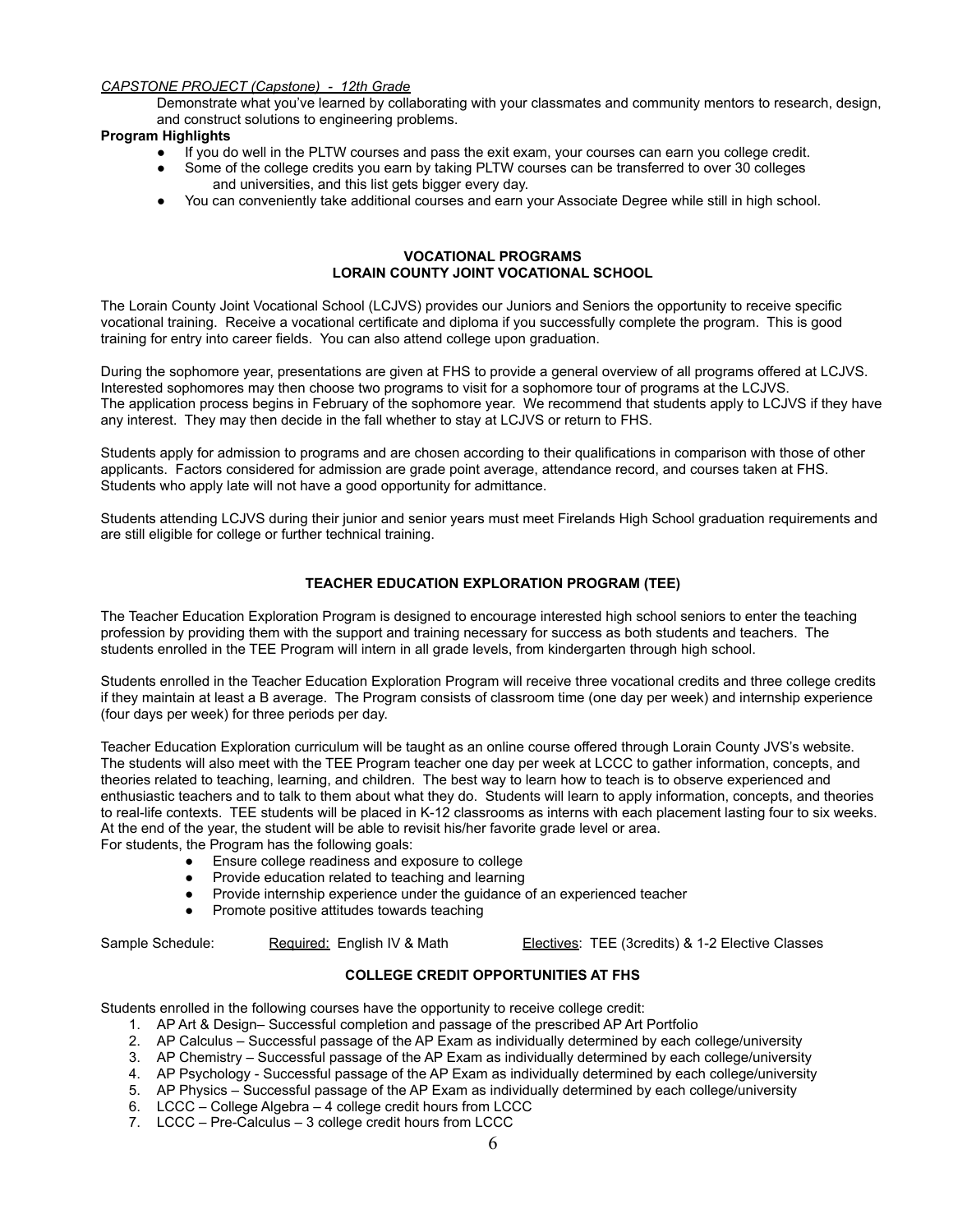*CAPSTONE PROJECT (Capstone) - 12th Grade*

Demonstrate what you've learned by collaborating with your classmates and community mentors to research, design, and construct solutions to engineering problems.

**Program Highlights**

- If you do well in the PLTW courses and pass the exit exam, your courses can earn you college credit.
- Some of the college credits you earn by taking PLTW courses can be transferred to over 30 colleges and universities, and this list gets bigger every day.
- You can conveniently take additional courses and earn your Associate Degree while still in high school.

## VOCATIONAL PROGRAMS
## LORAIN COUNTY JOINT VOCATIONAL SCHOOL

The Lorain County Joint Vocational School (LCJVS) provides our Juniors and Seniors the opportunity to receive specific vocational training. Receive a vocational certificate and diploma if you successfully complete the program. This is good training for entry into career fields. You can also attend college upon graduation.

During the sophomore year, presentations are given at FHS to provide a general overview of all programs offered at LCJVS. Interested sophomores may then choose two programs to visit for a sophomore tour of programs at the LCJVS. The application process begins in February of the sophomore year. We recommend that students apply to LCJVS if they have any interest. They may then decide in the fall whether to stay at LCJVS or return to FHS.

Students apply for admission to programs and are chosen according to their qualifications in comparison with those of other applicants. Factors considered for admission are grade point average, attendance record, and courses taken at FHS. Students who apply late will not have a good opportunity for admittance.

Students attending LCJVS during their junior and senior years must meet Firelands High School graduation requirements and are still eligible for college or further technical training.

## TEACHER EDUCATION EXPLORATION PROGRAM (TEE)

The Teacher Education Exploration Program is designed to encourage interested high school seniors to enter the teaching profession by providing them with the support and training necessary for success as both students and teachers. The students enrolled in the TEE Program will intern in all grade levels, from kindergarten through high school.

Students enrolled in the Teacher Education Exploration Program will receive three vocational credits and three college credits if they maintain at least a B average. The Program consists of classroom time (one day per week) and internship experience (four days per week) for three periods per day.

Teacher Education Exploration curriculum will be taught as an online course offered through Lorain County JVS's website. The students will also meet with the TEE Program teacher one day per week at LCCC to gather information, concepts, and theories related to teaching, learning, and children. The best way to learn how to teach is to observe experienced and enthusiastic teachers and to talk to them about what they do. Students will learn to apply information, concepts, and theories to real-life contexts. TEE students will be placed in K-12 classrooms as interns with each placement lasting four to six weeks. At the end of the year, the student will be able to revisit his/her favorite grade level or area.
For students, the Program has the following goals:

- Ensure college readiness and exposure to college
- Provide education related to teaching and learning
- Provide internship experience under the guidance of an experienced teacher
- Promote positive attitudes towards teaching

Sample Schedule: Required: English IV & Math Electives: TEE (3credits) & 1-2 Elective Classes

## COLLEGE CREDIT OPPORTUNITIES AT FHS

Students enrolled in the following courses have the opportunity to receive college credit:

1. AP Art & Design– Successful completion and passage of the prescribed AP Art Portfolio
2. AP Calculus – Successful passage of the AP Exam as individually determined by each college/university
3. AP Chemistry – Successful passage of the AP Exam as individually determined by each college/university
4. AP Psychology - Successful passage of the AP Exam as individually determined by each college/university
5. AP Physics – Successful passage of the AP Exam as individually determined by each college/university
6. LCCC – College Algebra – 4 college credit hours from LCCC
7. LCCC – Pre-Calculus – 3 college credit hours from LCCC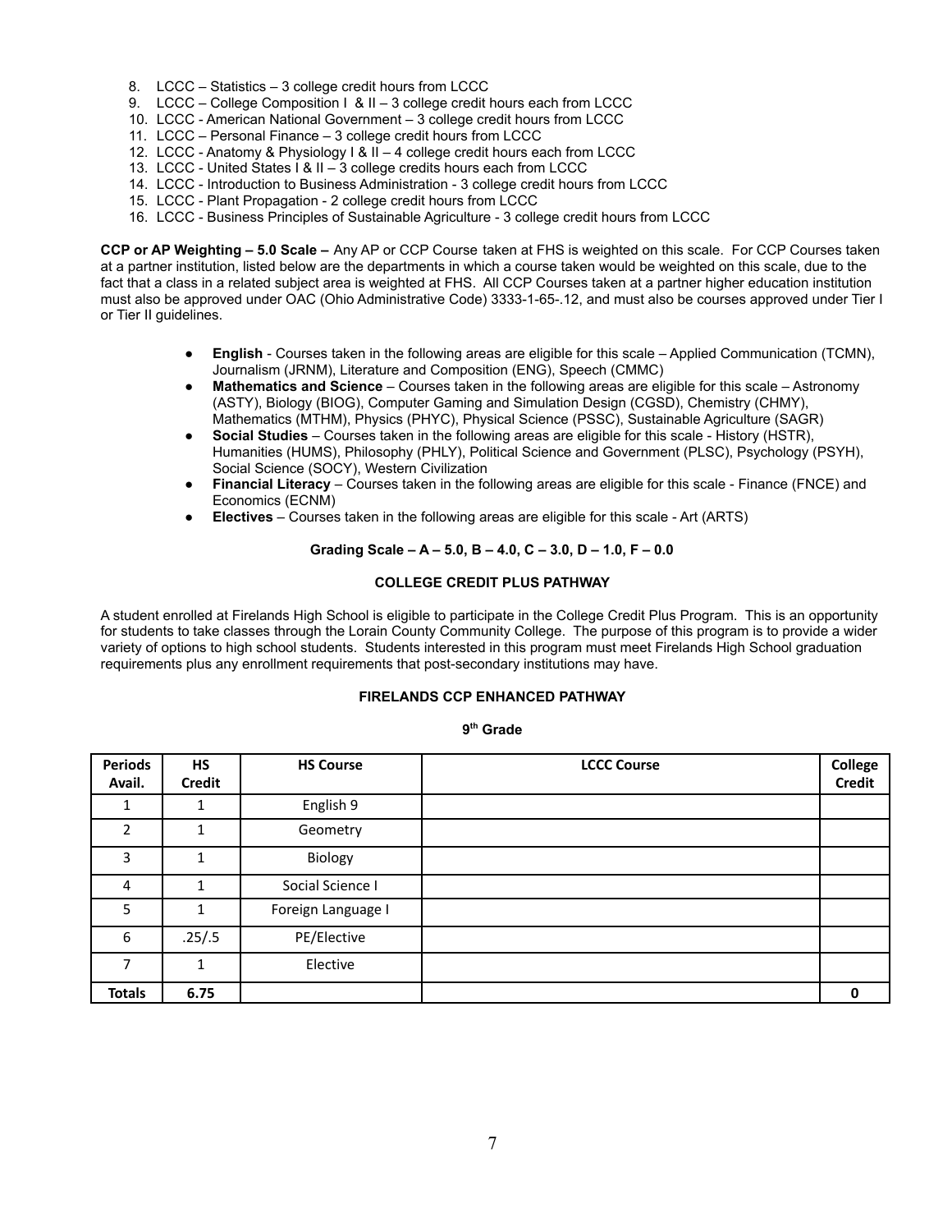8. LCCC – Statistics – 3 college credit hours from LCCC
9. LCCC – College Composition I & II – 3 college credit hours each from LCCC
10. LCCC - American National Government – 3 college credit hours from LCCC
11. LCCC – Personal Finance – 3 college credit hours from LCCC
12. LCCC - Anatomy & Physiology I & II – 4 college credit hours each from LCCC
13. LCCC - United States I & II – 3 college credits hours each from LCCC
14. LCCC - Introduction to Business Administration - 3 college credit hours from LCCC
15. LCCC - Plant Propagation - 2 college credit hours from LCCC
16. LCCC - Business Principles of Sustainable Agriculture - 3 college credit hours from LCCC

**CCP or AP Weighting – 5.0 Scale –** Any AP or CCP Course taken at FHS is weighted on this scale. For CCP Courses taken at a partner institution, listed below are the departments in which a course taken would be weighted on this scale, due to the fact that a class in a related subject area is weighted at FHS. All CCP Courses taken at a partner higher education institution must also be approved under OAC (Ohio Administrative Code) 3333-1-65-.12, and must also be courses approved under Tier I or Tier II guidelines.

- **English** - Courses taken in the following areas are eligible for this scale – Applied Communication (TCMN), Journalism (JRNM), Literature and Composition (ENG), Speech (CMMC)
- **Mathematics and Science** – Courses taken in the following areas are eligible for this scale – Astronomy (ASTY), Biology (BIOG), Computer Gaming and Simulation Design (CGSD), Chemistry (CHMY), Mathematics (MTHM), Physics (PHYC), Physical Science (PSSC), Sustainable Agriculture (SAGR)
- **Social Studies** – Courses taken in the following areas are eligible for this scale - History (HSTR), Humanities (HUMS), Philosophy (PHLY), Political Science and Government (PLSC), Psychology (PSYH), Social Science (SOCY), Western Civilization
- **Financial Literacy** – Courses taken in the following areas are eligible for this scale - Finance (FNCE) and Economics (ECNM)
- **Electives** – Courses taken in the following areas are eligible for this scale - Art (ARTS)

**Grading Scale – A – 5.0, B – 4.0, C – 3.0, D – 1.0, F – 0.0**

## COLLEGE CREDIT PLUS PATHWAY

A student enrolled at Firelands High School is eligible to participate in the College Credit Plus Program. This is an opportunity for students to take classes through the Lorain County Community College. The purpose of this program is to provide a wider variety of options to high school students. Students interested in this program must meet Firelands High School graduation requirements plus any enrollment requirements that post-secondary institutions may have.

## FIRELANDS CCP ENHANCED PATHWAY

### 9th Grade

| Periods Avail. | HS Credit | HS Course | LCCC Course | College Credit |
|---|---|---|---|---|
| 1 | 1 | English 9 | | |
| 2 | 1 | Geometry | | |
| 3 | 1 | Biology | | |
| 4 | 1 | Social Science I | | |
| 5 | 1 | Foreign Language I | | |
| 6 | .25/.5 | PE/Elective | | |
| 7 | 1 | Elective | | |
| **Totals** | **6.75** | | | **0** |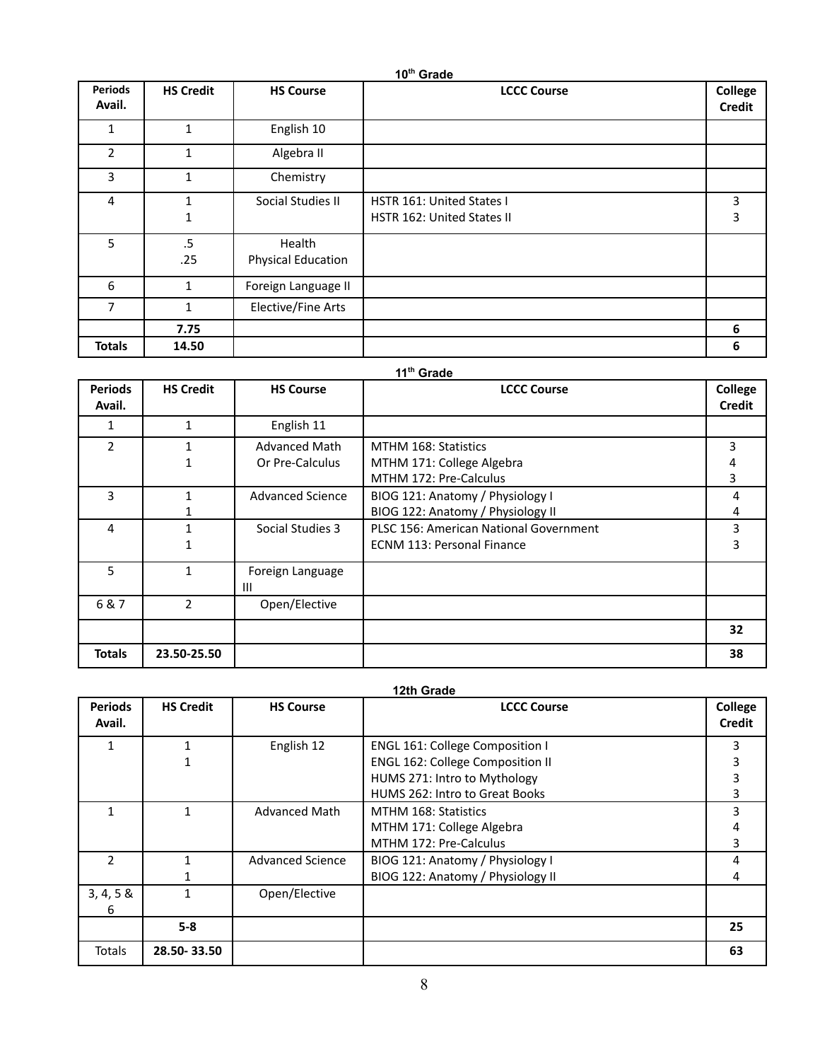### 10th Grade

| Periods Avail. | HS Credit | HS Course | LCCC Course | College Credit |
|---|---|---|---|---|
| 1 | 1 | English 10 | | |
| 2 | 1 | Algebra II | | |
| 3 | 1 | Chemistry | | |
| 4 | 1<br>1 | Social Studies II | HSTR 161: United States I<br>HSTR 162: United States II | 3<br>3 |
| 5 | .5<br>.25 | Health<br>Physical Education | | |
| 6 | 1 | Foreign Language II | | |
| 7 | 1 | Elective/Fine Arts | | |
| | **7.75** | | | **6** |
| **Totals** | **14.50** | | | **6** |

### 11th Grade

| Periods Avail. | HS Credit | HS Course | LCCC Course | College Credit |
|---|---|---|---|---|
| 1 | 1 | English 11 | | |
| 2 | 1<br>1 | Advanced Math<br>Or Pre-Calculus | MTHM 168: Statistics<br>MTHM 171: College Algebra<br>MTHM 172: Pre-Calculus | 3<br>4<br>3 |
| 3 | 1<br>1 | Advanced Science | BIOG 121: Anatomy / Physiology I<br>BIOG 122: Anatomy / Physiology II | 4<br>4 |
| 4 | 1<br>1 | Social Studies 3 | PLSC 156: American National Government<br>ECNM 113: Personal Finance | 3<br>3 |
| 5 | 1 | Foreign Language III | | |
| 6 & 7 | 2 | Open/Elective | | |
| | | | | **32** |
| **Totals** | **23.50-25.50** | | | **38** |

### 12th Grade

| Periods Avail. | HS Credit | HS Course | LCCC Course | College Credit |
|---|---|---|---|---|
| 1 | 1<br>1 | English 12 | ENGL 161: College Composition I<br>ENGL 162: College Composition II<br>HUMS 271: Intro to Mythology<br>HUMS 262: Intro to Great Books | 3<br>3<br>3<br>3 |
| 1 | 1 | Advanced Math | MTHM 168: Statistics<br>MTHM 171: College Algebra<br>MTHM 172: Pre-Calculus | 3<br>4<br>3 |
| 2 | 1<br>1 | Advanced Science | BIOG 121: Anatomy / Physiology I<br>BIOG 122: Anatomy / Physiology II | 4<br>4 |
| 3, 4, 5 & 6 | 1 | Open/Elective | | |
| | **5-8** | | | **25** |
| Totals | **28.50- 33.50** | | | **63** |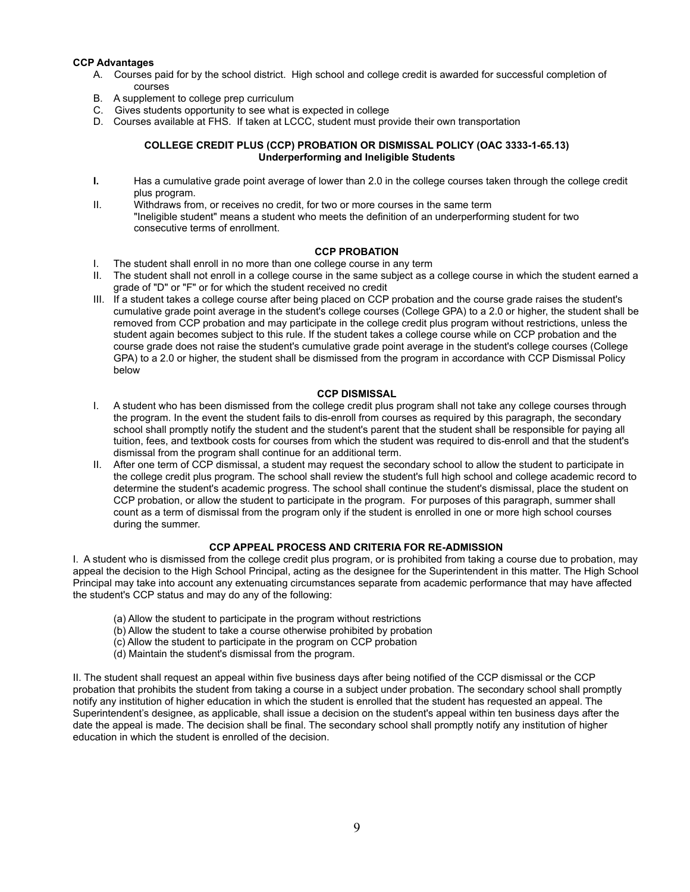**CCP Advantages**

A. Courses paid for by the school district. High school and college credit is awarded for successful completion of courses
B. A supplement to college prep curriculum
C. Gives students opportunity to see what is expected in college
D. Courses available at FHS. If taken at LCCC, student must provide their own transportation

**COLLEGE CREDIT PLUS (CCP) PROBATION OR DISMISSAL POLICY (OAC 3333-1-65.13)**
**Underperforming and Ineligible Students**

**I.** Has a cumulative grade point average of lower than 2.0 in the college courses taken through the college credit plus program.

II. Withdraws from, or receives no credit, for two or more courses in the same term
"Ineligible student" means a student who meets the definition of an underperforming student for two consecutive terms of enrollment.

**CCP PROBATION**

I. The student shall enroll in no more than one college course in any term
II. The student shall not enroll in a college course in the same subject as a college course in which the student earned a grade of "D" or "F" or for which the student received no credit
III. If a student takes a college course after being placed on CCP probation and the course grade raises the student's cumulative grade point average in the student's college courses (College GPA) to a 2.0 or higher, the student shall be removed from CCP probation and may participate in the college credit plus program without restrictions, unless the student again becomes subject to this rule. If the student takes a college course while on CCP probation and the course grade does not raise the student's cumulative grade point average in the student's college courses (College GPA) to a 2.0 or higher, the student shall be dismissed from the program in accordance with CCP Dismissal Policy below

**CCP DISMISSAL**

I. A student who has been dismissed from the college credit plus program shall not take any college courses through the program. In the event the student fails to dis-enroll from courses as required by this paragraph, the secondary school shall promptly notify the student and the student's parent that the student shall be responsible for paying all tuition, fees, and textbook costs for courses from which the student was required to dis-enroll and that the student's dismissal from the program shall continue for an additional term.
II. After one term of CCP dismissal, a student may request the secondary school to allow the student to participate in the college credit plus program. The school shall review the student's full high school and college academic record to determine the student's academic progress. The school shall continue the student's dismissal, place the student on CCP probation, or allow the student to participate in the program. For purposes of this paragraph, summer shall count as a term of dismissal from the program only if the student is enrolled in one or more high school courses during the summer.

**CCP APPEAL PROCESS AND CRITERIA FOR RE-ADMISSION**

I. A student who is dismissed from the college credit plus program, or is prohibited from taking a course due to probation, may appeal the decision to the High School Principal, acting as the designee for the Superintendent in this matter. The High School Principal may take into account any extenuating circumstances separate from academic performance that may have affected the student's CCP status and may do any of the following:

(a) Allow the student to participate in the program without restrictions
(b) Allow the student to take a course otherwise prohibited by probation
(c) Allow the student to participate in the program on CCP probation
(d) Maintain the student's dismissal from the program.

II. The student shall request an appeal within five business days after being notified of the CCP dismissal or the CCP probation that prohibits the student from taking a course in a subject under probation. The secondary school shall promptly notify any institution of higher education in which the student is enrolled that the student has requested an appeal. The Superintendent's designee, as applicable, shall issue a decision on the student's appeal within ten business days after the date the appeal is made. The decision shall be final. The secondary school shall promptly notify any institution of higher education in which the student is enrolled of the decision.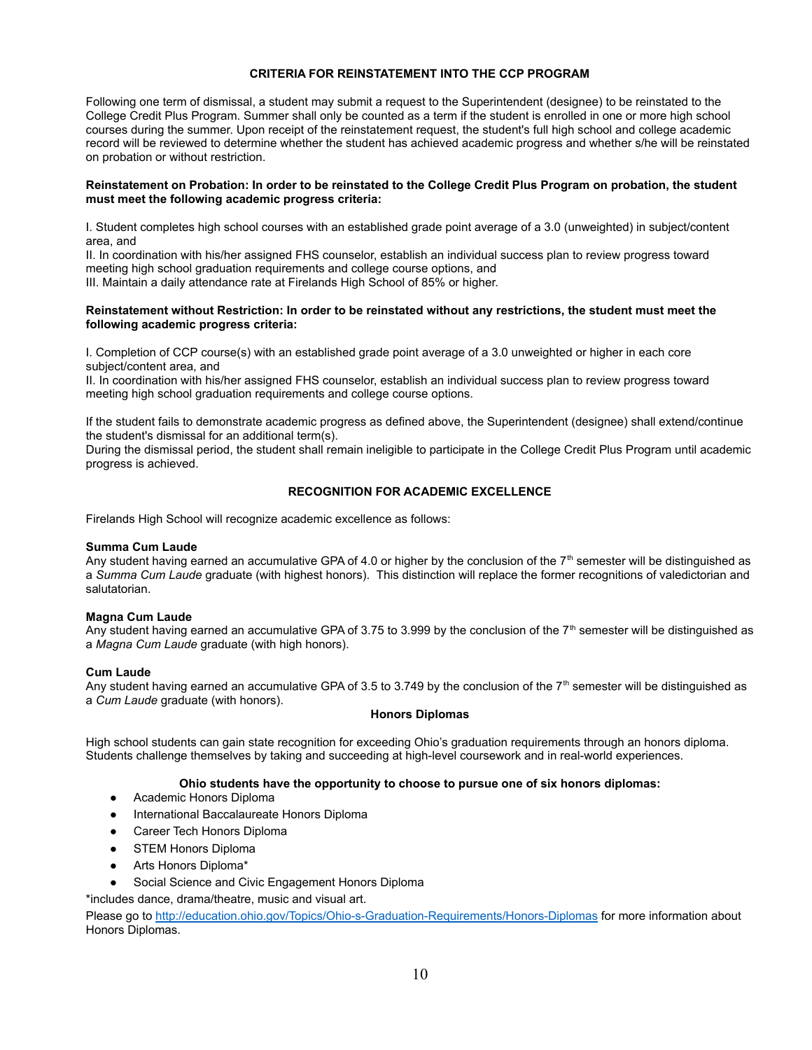## CRITERIA FOR REINSTATEMENT INTO THE CCP PROGRAM

Following one term of dismissal, a student may submit a request to the Superintendent (designee) to be reinstated to the College Credit Plus Program. Summer shall only be counted as a term if the student is enrolled in one or more high school courses during the summer. Upon receipt of the reinstatement request, the student's full high school and college academic record will be reviewed to determine whether the student has achieved academic progress and whether s/he will be reinstated on probation or without restriction.

**Reinstatement on Probation: In order to be reinstated to the College Credit Plus Program on probation, the student must meet the following academic progress criteria:**

I. Student completes high school courses with an established grade point average of a 3.0 (unweighted) in subject/content area, and
II. In coordination with his/her assigned FHS counselor, establish an individual success plan to review progress toward meeting high school graduation requirements and college course options, and
III. Maintain a daily attendance rate at Firelands High School of 85% or higher.

**Reinstatement without Restriction: In order to be reinstated without any restrictions, the student must meet the following academic progress criteria:**

I. Completion of CCP course(s) with an established grade point average of a 3.0 unweighted or higher in each core subject/content area, and
II. In coordination with his/her assigned FHS counselor, establish an individual success plan to review progress toward meeting high school graduation requirements and college course options.

If the student fails to demonstrate academic progress as defined above, the Superintendent (designee) shall extend/continue the student's dismissal for an additional term(s).
During the dismissal period, the student shall remain ineligible to participate in the College Credit Plus Program until academic progress is achieved.

## RECOGNITION FOR ACADEMIC EXCELLENCE

Firelands High School will recognize academic excellence as follows:

**Summa Cum Laude**
Any student having earned an accumulative GPA of 4.0 or higher by the conclusion of the 7th semester will be distinguished as a *Summa Cum Laude* graduate (with highest honors). This distinction will replace the former recognitions of valedictorian and salutatorian.

**Magna Cum Laude**
Any student having earned an accumulative GPA of 3.75 to 3.999 by the conclusion of the 7th semester will be distinguished as a *Magna Cum Laude* graduate (with high honors).

**Cum Laude**
Any student having earned an accumulative GPA of 3.5 to 3.749 by the conclusion of the 7th semester will be distinguished as a *Cum Laude* graduate (with honors).

### Honors Diplomas

High school students can gain state recognition for exceeding Ohio's graduation requirements through an honors diploma. Students challenge themselves by taking and succeeding at high-level coursework and in real-world experiences.

**Ohio students have the opportunity to choose to pursue one of six honors diplomas:**

- Academic Honors Diploma
- International Baccalaureate Honors Diploma
- Career Tech Honors Diploma
- STEM Honors Diploma
- Arts Honors Diploma*
- Social Science and Civic Engagement Honors Diploma

*includes dance, drama/theatre, music and visual art.

Please go to [http://education.ohio.gov/Topics/Ohio-s-Graduation-Requirements/Honors-Diplomas](http://education.ohio.gov/Topics/Ohio-s-Graduation-Requirements/Honors-Diplomas) for more information about Honors Diplomas.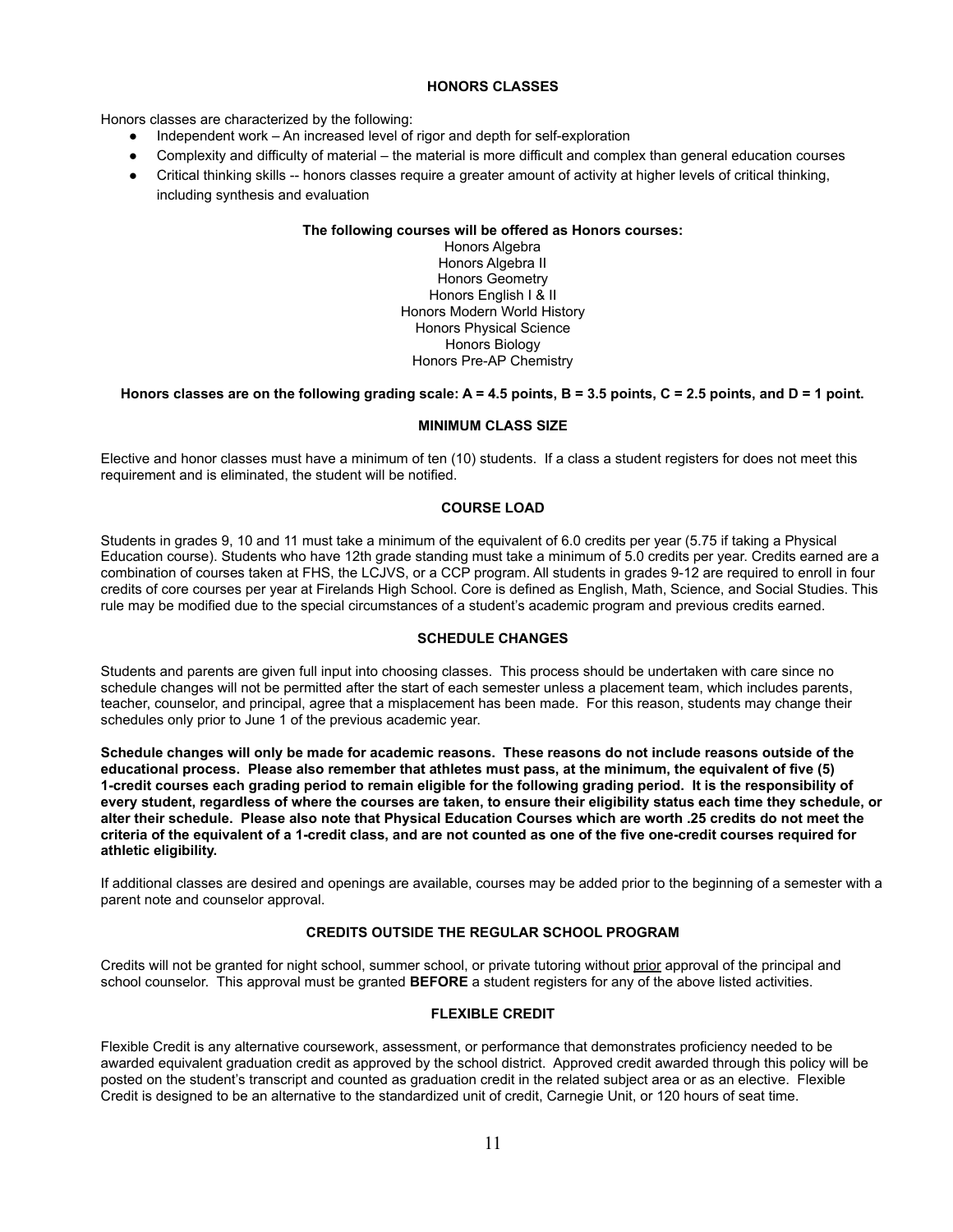## HONORS CLASSES

Honors classes are characterized by the following:

- Independent work – An increased level of rigor and depth for self-exploration
- Complexity and difficulty of material – the material is more difficult and complex than general education courses
- Critical thinking skills -- honors classes require a greater amount of activity at higher levels of critical thinking, including synthesis and evaluation

**The following courses will be offered as Honors courses:**

Honors Algebra
Honors Algebra II
Honors Geometry
Honors English I & II
Honors Modern World History
Honors Physical Science
Honors Biology
Honors Pre-AP Chemistry

**Honors classes are on the following grading scale: A = 4.5 points, B = 3.5 points, C = 2.5 points, and D = 1 point.**

## MINIMUM CLASS SIZE

Elective and honor classes must have a minimum of ten (10) students. If a class a student registers for does not meet this requirement and is eliminated, the student will be notified.

## COURSE LOAD

Students in grades 9, 10 and 11 must take a minimum of the equivalent of 6.0 credits per year (5.75 if taking a Physical Education course). Students who have 12th grade standing must take a minimum of 5.0 credits per year. Credits earned are a combination of courses taken at FHS, the LCJVS, or a CCP program. All students in grades 9-12 are required to enroll in four credits of core courses per year at Firelands High School. Core is defined as English, Math, Science, and Social Studies. This rule may be modified due to the special circumstances of a student's academic program and previous credits earned.

## SCHEDULE CHANGES

Students and parents are given full input into choosing classes. This process should be undertaken with care since no schedule changes will not be permitted after the start of each semester unless a placement team, which includes parents, teacher, counselor, and principal, agree that a misplacement has been made. For this reason, students may change their schedules only prior to June 1 of the previous academic year.

**Schedule changes will only be made for academic reasons. These reasons do not include reasons outside of the educational process. Please also remember that athletes must pass, at the minimum, the equivalent of five (5) 1-credit courses each grading period to remain eligible for the following grading period. It is the responsibility of every student, regardless of where the courses are taken, to ensure their eligibility status each time they schedule, or alter their schedule. Please also note that Physical Education Courses which are worth .25 credits do not meet the criteria of the equivalent of a 1-credit class, and are not counted as one of the five one-credit courses required for athletic eligibility.**

If additional classes are desired and openings are available, courses may be added prior to the beginning of a semester with a parent note and counselor approval.

## CREDITS OUTSIDE THE REGULAR SCHOOL PROGRAM

Credits will not be granted for night school, summer school, or private tutoring without prior approval of the principal and school counselor. This approval must be granted **BEFORE** a student registers for any of the above listed activities.

## FLEXIBLE CREDIT

Flexible Credit is any alternative coursework, assessment, or performance that demonstrates proficiency needed to be awarded equivalent graduation credit as approved by the school district. Approved credit awarded through this policy will be posted on the student's transcript and counted as graduation credit in the related subject area or as an elective. Flexible Credit is designed to be an alternative to the standardized unit of credit, Carnegie Unit, or 120 hours of seat time.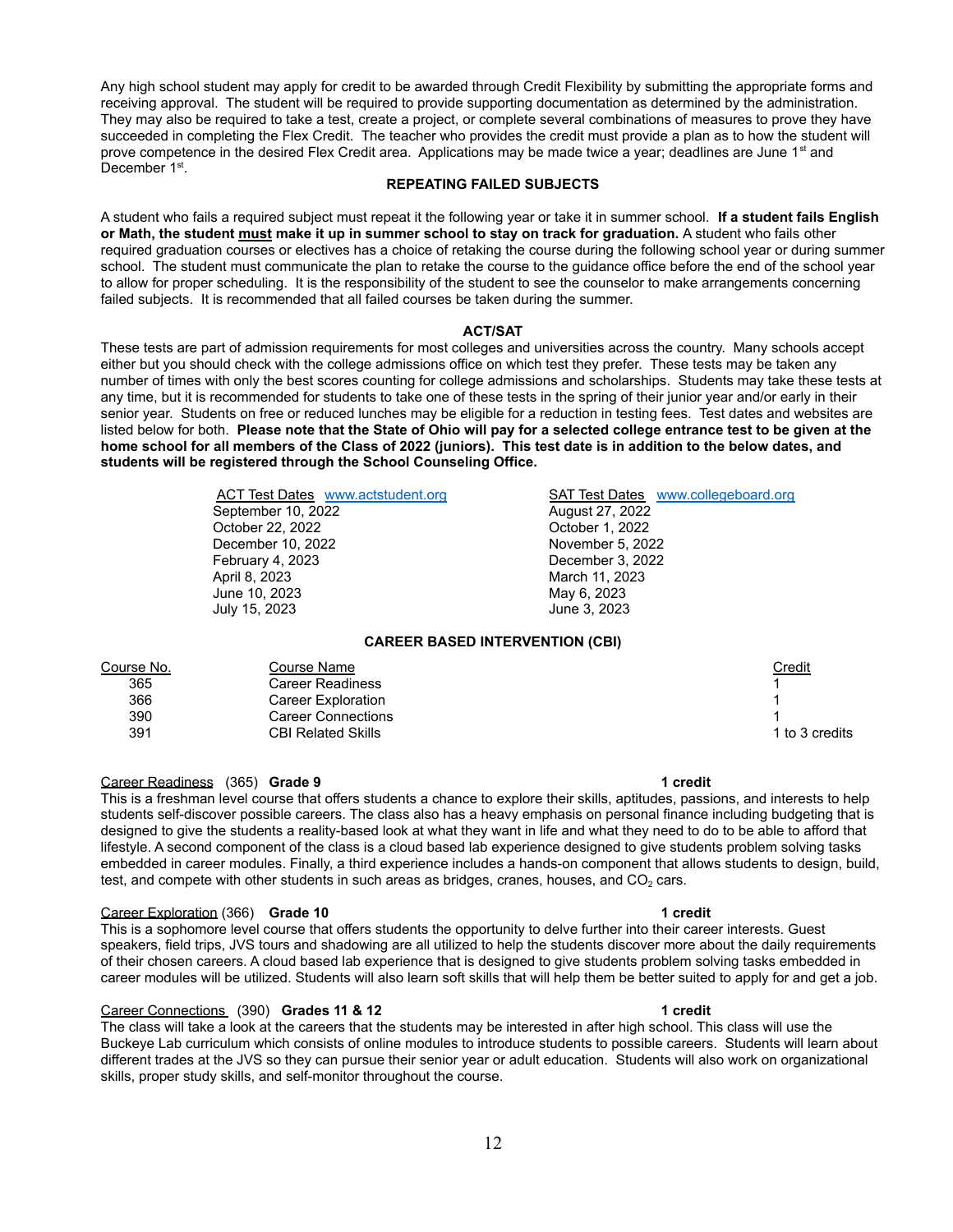Any high school student may apply for credit to be awarded through Credit Flexibility by submitting the appropriate forms and receiving approval. The student will be required to provide supporting documentation as determined by the administration. They may also be required to take a test, create a project, or complete several combinations of measures to prove they have succeeded in completing the Flex Credit. The teacher who provides the credit must provide a plan as to how the student will prove competence in the desired Flex Credit area. Applications may be made twice a year; deadlines are June 1st and December 1st.

## REPEATING FAILED SUBJECTS

A student who fails a required subject must repeat it the following year or take it in summer school. **If a student fails English or Math, the student <u>must</u> make it up in summer school to stay on track for graduation.** A student who fails other required graduation courses or electives has a choice of retaking the course during the following school year or during summer school. The student must communicate the plan to retake the course to the guidance office before the end of the school year to allow for proper scheduling. It is the responsibility of the student to see the counselor to make arrangements concerning failed subjects. It is recommended that all failed courses be taken during the summer.

## ACT/SAT

These tests are part of admission requirements for most colleges and universities across the country. Many schools accept either but you should check with the college admissions office on which test they prefer. These tests may be taken any number of times with only the best scores counting for college admissions and scholarships. Students may take these tests at any time, but it is recommended for students to take one of these tests in the spring of their junior year and/or early in their senior year. Students on free or reduced lunches may be eligible for a reduction in testing fees. Test dates and websites are listed below for both. **Please note that the State of Ohio will pay for a selected college entrance test to be given at the home school for all members of the Class of 2022 (juniors). This test date is in addition to the below dates, and students will be registered through the School Counseling Office.**

| ACT Test Dates www.actstudent.org | SAT Test Dates www.collegeboard.org |
|---|---|
| September 10, 2022 | August 27, 2022 |
| October 22, 2022 | October 1, 2022 |
| December 10, 2022 | November 5, 2022 |
| February 4, 2023 | December 3, 2022 |
| April 8, 2023 | March 11, 2023 |
| June 10, 2023 | May 6, 2023 |
| July 15, 2023 | June 3, 2023 |

## CAREER BASED INTERVENTION (CBI)

| Course No. | Course Name | Credit |
|---|---|---|
| 365 | Career Readiness | 1 |
| 366 | Career Exploration | 1 |
| 390 | Career Connections | 1 |
| 391 | CBI Related Skills | 1 to 3 credits |

<u>Career Readiness</u> (365) **Grade 9** **1 credit**

This is a freshman level course that offers students a chance to explore their skills, aptitudes, passions, and interests to help students self-discover possible careers. The class also has a heavy emphasis on personal finance including budgeting that is designed to give the students a reality-based look at what they want in life and what they need to do to be able to afford that lifestyle. A second component of the class is a cloud based lab experience designed to give students problem solving tasks embedded in career modules. Finally, a third experience includes a hands-on component that allows students to design, build, test, and compete with other students in such areas as bridges, cranes, houses, and $CO_2$ cars.

<u>Career Exploration</u> (366) **Grade 10** **1 credit**

This is a sophomore level course that offers students the opportunity to delve further into their career interests. Guest speakers, field trips, JVS tours and shadowing are all utilized to help the students discover more about the daily requirements of their chosen careers. A cloud based lab experience that is designed to give students problem solving tasks embedded in career modules will be utilized. Students will also learn soft skills that will help them be better suited to apply for and get a job.

<u>Career Connections</u> (390) **Grades 11 & 12** **1 credit**

The class will take a look at the careers that the students may be interested in after high school. This class will use the Buckeye Lab curriculum which consists of online modules to introduce students to possible careers. Students will learn about different trades at the JVS so they can pursue their senior year or adult education. Students will also work on organizational skills, proper study skills, and self-monitor throughout the course.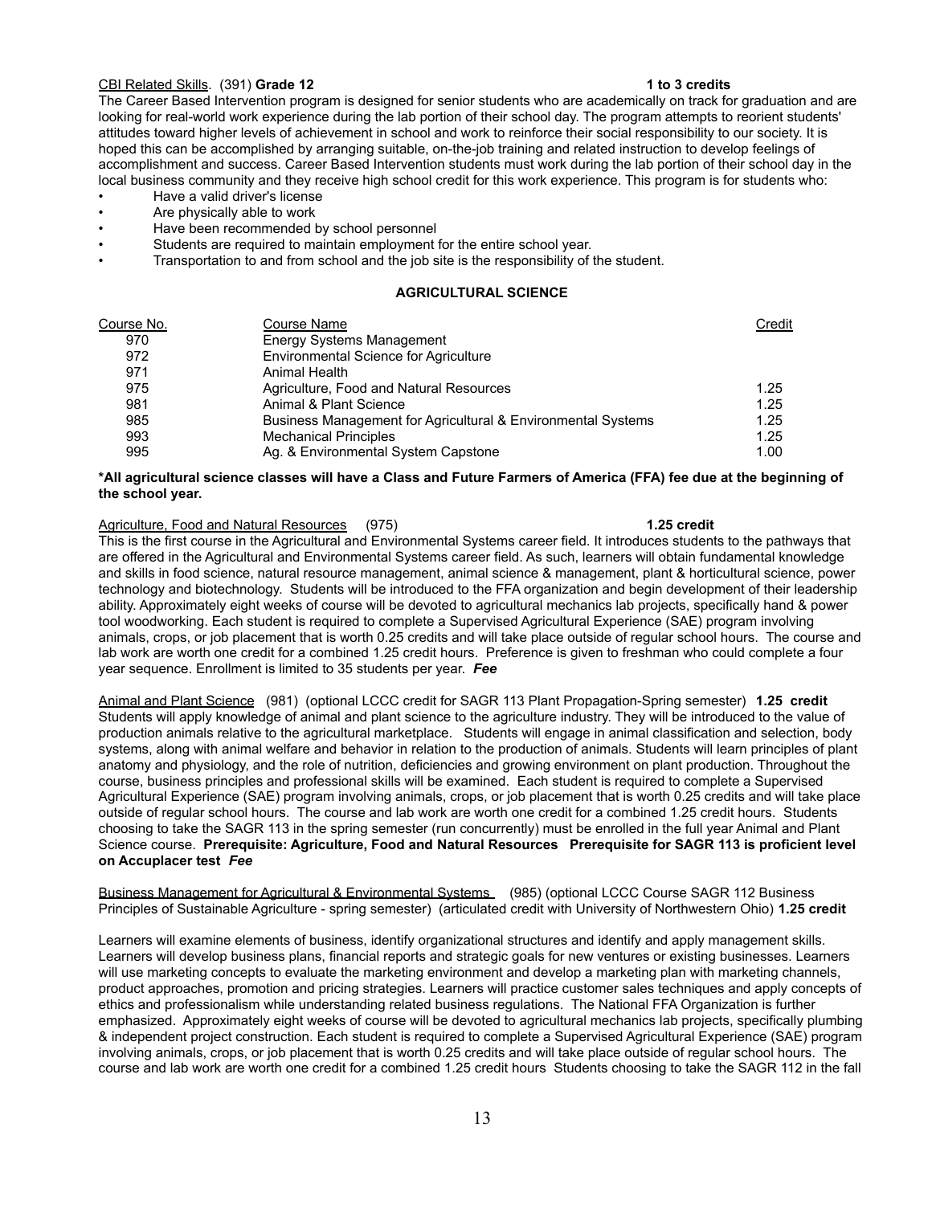CBI Related Skills. (391) **Grade 12** **1 to 3 credits**

The Career Based Intervention program is designed for senior students who are academically on track for graduation and are looking for real-world work experience during the lab portion of their school day. The program attempts to reorient students' attitudes toward higher levels of achievement in school and work to reinforce their social responsibility to our society. It is hoped this can be accomplished by arranging suitable, on-the-job training and related instruction to develop feelings of accomplishment and success. Career Based Intervention students must work during the lab portion of their school day in the local business community and they receive high school credit for this work experience. This program is for students who:

- Have a valid driver's license
- Are physically able to work
- Have been recommended by school personnel
- Students are required to maintain employment for the entire school year.
- Transportation to and from school and the job site is the responsibility of the student.

## AGRICULTURAL SCIENCE

| Course No. | Course Name | Credit |
|---|---|---|
| 970 | Energy Systems Management | |
| 972 | Environmental Science for Agriculture | |
| 971 | Animal Health | |
| 975 | Agriculture, Food and Natural Resources | 1.25 |
| 981 | Animal & Plant Science | 1.25 |
| 985 | Business Management for Agricultural & Environmental Systems | 1.25 |
| 993 | Mechanical Principles | 1.25 |
| 995 | Ag. & Environmental System Capstone | 1.00 |

**\*All agricultural science classes will have a Class and Future Farmers of America (FFA) fee due at the beginning of the school year.**

Agriculture, Food and Natural Resources (975) **1.25 credit**

This is the first course in the Agricultural and Environmental Systems career field. It introduces students to the pathways that are offered in the Agricultural and Environmental Systems career field. As such, learners will obtain fundamental knowledge and skills in food science, natural resource management, animal science & management, plant & horticultural science, power technology and biotechnology. Students will be introduced to the FFA organization and begin development of their leadership ability. Approximately eight weeks of course will be devoted to agricultural mechanics lab projects, specifically hand & power tool woodworking. Each student is required to complete a Supervised Agricultural Experience (SAE) program involving animals, crops, or job placement that is worth 0.25 credits and will take place outside of regular school hours. The course and lab work are worth one credit for a combined 1.25 credit hours. Preference is given to freshman who could complete a four year sequence. Enrollment is limited to 35 students per year. ***Fee***

Animal and Plant Science (981) (optional LCCC credit for SAGR 113 Plant Propagation-Spring semester) **1.25 credit**

Students will apply knowledge of animal and plant science to the agriculture industry. They will be introduced to the value of production animals relative to the agricultural marketplace. Students will engage in animal classification and selection, body systems, along with animal welfare and behavior in relation to the production of animals. Students will learn principles of plant anatomy and physiology, and the role of nutrition, deficiencies and growing environment on plant production. Throughout the course, business principles and professional skills will be examined. Each student is required to complete a Supervised Agricultural Experience (SAE) program involving animals, crops, or job placement that is worth 0.25 credits and will take place outside of regular school hours. The course and lab work are worth one credit for a combined 1.25 credit hours. Students choosing to take the SAGR 113 in the spring semester (run concurrently) must be enrolled in the full year Animal and Plant Science course. **Prerequisite: Agriculture, Food and Natural Resources Prerequisite for SAGR 113 is proficient level on Accuplacer test** ***Fee***

Business Management for Agricultural & Environmental Systems (985) (optional LCCC Course SAGR 112 Business Principles of Sustainable Agriculture - spring semester) (articulated credit with University of Northwestern Ohio) **1.25 credit**

Learners will examine elements of business, identify organizational structures and identify and apply management skills. Learners will develop business plans, financial reports and strategic goals for new ventures or existing businesses. Learners will use marketing concepts to evaluate the marketing environment and develop a marketing plan with marketing channels, product approaches, promotion and pricing strategies. Learners will practice customer sales techniques and apply concepts of ethics and professionalism while understanding related business regulations. The National FFA Organization is further emphasized. Approximately eight weeks of course will be devoted to agricultural mechanics lab projects, specifically plumbing & independent project construction. Each student is required to complete a Supervised Agricultural Experience (SAE) program involving animals, crops, or job placement that is worth 0.25 credits and will take place outside of regular school hours. The course and lab work are worth one credit for a combined 1.25 credit hours Students choosing to take the SAGR 112 in the fall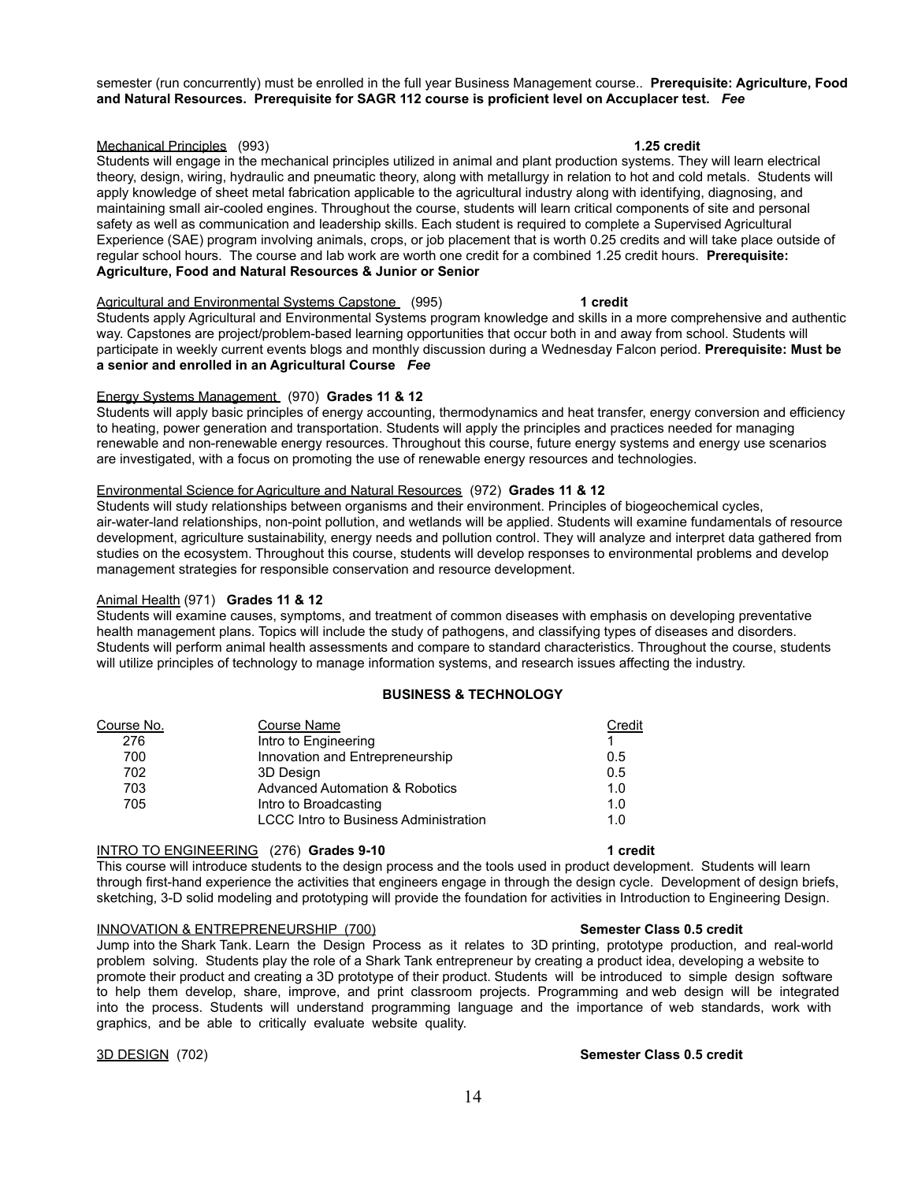semester (run concurrently) must be enrolled in the full year Business Management course.. **Prerequisite: Agriculture, Food and Natural Resources. Prerequisite for SAGR 112 course is proficient level on Accuplacer test.** ***Fee***

Mechanical Principles (993) **1.25 credit**
Students will engage in the mechanical principles utilized in animal and plant production systems. They will learn electrical theory, design, wiring, hydraulic and pneumatic theory, along with metallurgy in relation to hot and cold metals. Students will apply knowledge of sheet metal fabrication applicable to the agricultural industry along with identifying, diagnosing, and maintaining small air-cooled engines. Throughout the course, students will learn critical components of site and personal safety as well as communication and leadership skills. Each student is required to complete a Supervised Agricultural Experience (SAE) program involving animals, crops, or job placement that is worth 0.25 credits and will take place outside of regular school hours. The course and lab work are worth one credit for a combined 1.25 credit hours. **Prerequisite: Agriculture, Food and Natural Resources & Junior or Senior**

Agricultural and Environmental Systems Capstone (995) **1 credit**
Students apply Agricultural and Environmental Systems program knowledge and skills in a more comprehensive and authentic way. Capstones are project/problem-based learning opportunities that occur both in and away from school. Students will participate in weekly current events blogs and monthly discussion during a Wednesday Falcon period. **Prerequisite: Must be a senior and enrolled in an Agricultural Course** ***Fee***

Energy Systems Management (970) **Grades 11 & 12**
Students will apply basic principles of energy accounting, thermodynamics and heat transfer, energy conversion and efficiency to heating, power generation and transportation. Students will apply the principles and practices needed for managing renewable and non-renewable energy resources. Throughout this course, future energy systems and energy use scenarios are investigated, with a focus on promoting the use of renewable energy resources and technologies.

Environmental Science for Agriculture and Natural Resources (972) **Grades 11 & 12**
Students will study relationships between organisms and their environment. Principles of biogeochemical cycles, air-water-land relationships, non-point pollution, and wetlands will be applied. Students will examine fundamentals of resource development, agriculture sustainability, energy needs and pollution control. They will analyze and interpret data gathered from studies on the ecosystem. Throughout this course, students will develop responses to environmental problems and develop management strategies for responsible conservation and resource development.

Animal Health (971) **Grades 11 & 12**
Students will examine causes, symptoms, and treatment of common diseases with emphasis on developing preventative health management plans. Topics will include the study of pathogens, and classifying types of diseases and disorders. Students will perform animal health assessments and compare to standard characteristics. Throughout the course, students will utilize principles of technology to manage information systems, and research issues affecting the industry.

## BUSINESS & TECHNOLOGY

| Course No. | Course Name | Credit |
|---|---|---|
| 276 | Intro to Engineering | 1 |
| 700 | Innovation and Entrepreneurship | 0.5 |
| 702 | 3D Design | 0.5 |
| 703 | Advanced Automation & Robotics | 1.0 |
| 705 | Intro to Broadcasting | 1.0 |
| | LCCC Intro to Business Administration | 1.0 |

INTRO TO ENGINEERING (276) **Grades 9-10** **1 credit**
This course will introduce students to the design process and the tools used in product development. Students will learn through first-hand experience the activities that engineers engage in through the design cycle. Development of design briefs, sketching, 3-D solid modeling and prototyping will provide the foundation for activities in Introduction to Engineering Design.

INNOVATION & ENTREPRENEURSHIP (700) **Semester Class 0.5 credit**
Jump into the Shark Tank. Learn the Design Process as it relates to 3D printing, prototype production, and real-world problem solving. Students play the role of a Shark Tank entrepreneur by creating a product idea, developing a website to promote their product and creating a 3D prototype of their product. Students will be introduced to simple design software to help them develop, share, improve, and print classroom projects. Programming and web design will be integrated into the process. Students will understand programming language and the importance of web standards, work with graphics, and be able to critically evaluate website quality.

3D DESIGN (702) **Semester Class 0.5 credit**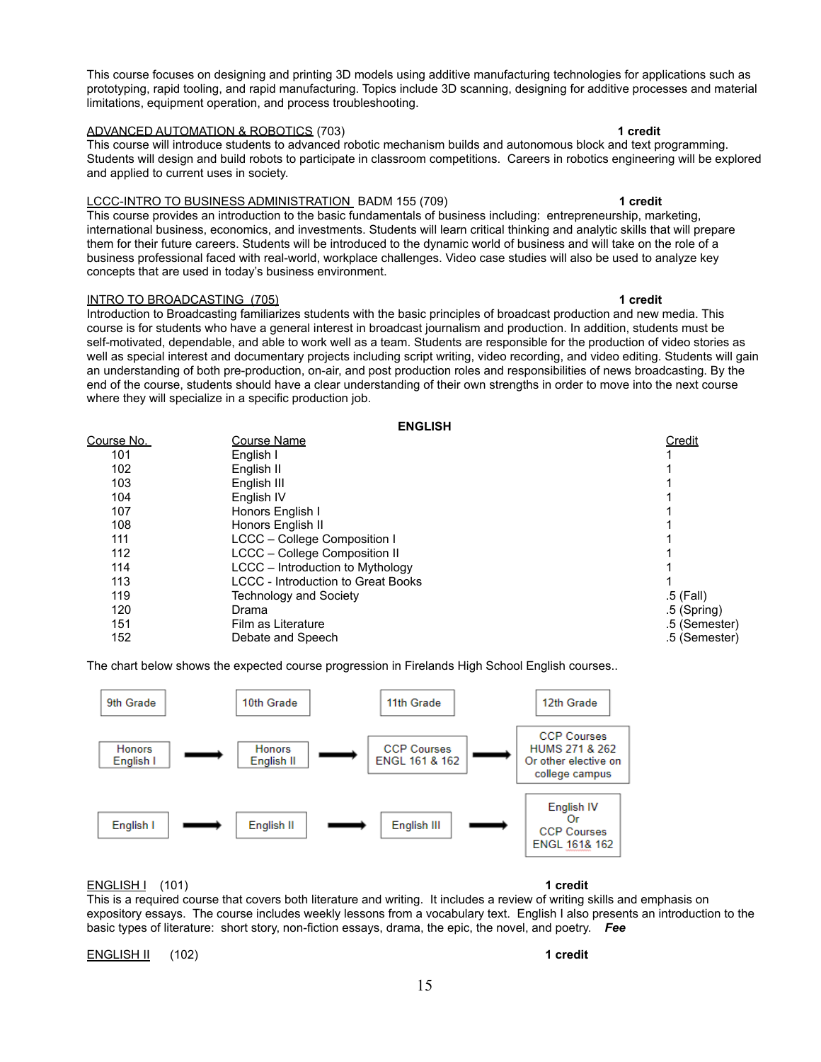This course focuses on designing and printing 3D models using additive manufacturing technologies for applications such as prototyping, rapid tooling, and rapid manufacturing. Topics include 3D scanning, designing for additive processes and material limitations, equipment operation, and process troubleshooting.

ADVANCED AUTOMATION & ROBOTICS (703) **1 credit**

This course will introduce students to advanced robotic mechanism builds and autonomous block and text programming. Students will design and build robots to participate in classroom competitions. Careers in robotics engineering will be explored and applied to current uses in society.

LCCC-INTRO TO BUSINESS ADMINISTRATION BADM 155 (709) **1 credit**

This course provides an introduction to the basic fundamentals of business including: entrepreneurship, marketing, international business, economics, and investments. Students will learn critical thinking and analytic skills that will prepare them for their future careers. Students will be introduced to the dynamic world of business and will take on the role of a business professional faced with real-world, workplace challenges. Video case studies will also be used to analyze key concepts that are used in today's business environment.

INTRO TO BROADCASTING (705) **1 credit**

Introduction to Broadcasting familiarizes students with the basic principles of broadcast production and new media. This course is for students who have a general interest in broadcast journalism and production. In addition, students must be self-motivated, dependable, and able to work well as a team. Students are responsible for the production of video stories as well as special interest and documentary projects including script writing, video recording, and video editing. Students will gain an understanding of both pre-production, on-air, and post production roles and responsibilities of news broadcasting. By the end of the course, students should have a clear understanding of their own strengths in order to move into the next course where they will specialize in a specific production job.

## ENGLISH

| Course No. | Course Name | Credit |
|---|---|---|
| 101 | English I | 1 |
| 102 | English II | 1 |
| 103 | English III | 1 |
| 104 | English IV | 1 |
| 107 | Honors English I | 1 |
| 108 | Honors English II | 1 |
| 111 | LCCC – College Composition I | 1 |
| 112 | LCCC – College Composition II | 1 |
| 114 | LCCC – Introduction to Mythology | 1 |
| 113 | LCCC - Introduction to Great Books | 1 |
| 119 | Technology and Society | .5 (Fall) |
| 120 | Drama | .5 (Spring) |
| 151 | Film as Literature | .5 (Semester) |
| 152 | Debate and Speech | .5 (Semester) |

The chart below shows the expected course progression in Firelands High School English courses..

| 9th Grade | 10th Grade | 11th Grade | 12th Grade |
|---|---|---|---|
| Honors English I → | Honors English II → | CCP Courses ENGL 161 & 162 → | CCP Courses HUMS 271 & 262 Or other elective on college campus |
| English I → | English II → | English III → | English IV Or CCP Courses ENGL 161& 162 |

ENGLISH I (101) **1 credit**

This is a required course that covers both literature and writing. It includes a review of writing skills and emphasis on expository essays. The course includes weekly lessons from a vocabulary text. English I also presents an introduction to the basic types of literature: short story, non-fiction essays, drama, the epic, the novel, and poetry. ***Fee***

ENGLISH II (102) **1 credit**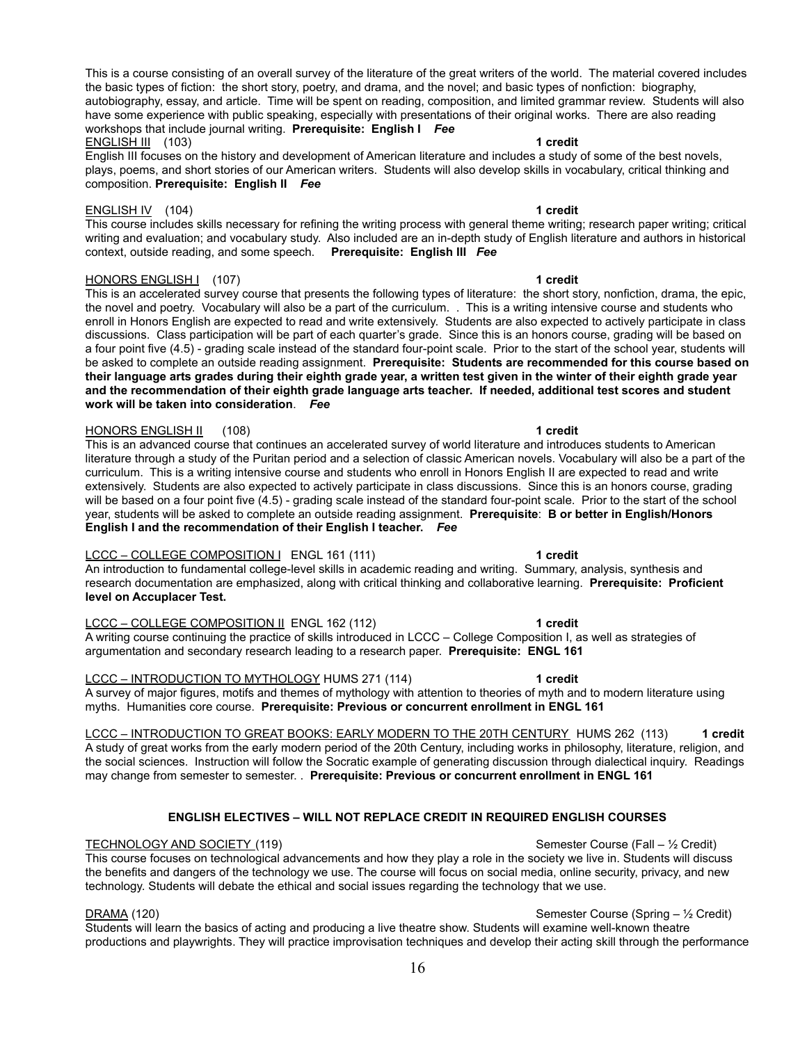This is a course consisting of an overall survey of the literature of the great writers of the world. The material covered includes the basic types of fiction: the short story, poetry, and drama, and the novel; and basic types of nonfiction: biography, autobiography, essay, and article. Time will be spent on reading, composition, and limited grammar review. Students will also have some experience with public speaking, especially with presentations of their original works. There are also reading workshops that include journal writing. **Prerequisite: English I** ***Fee***

ENGLISH III (103) **1 credit**

English III focuses on the history and development of American literature and includes a study of some of the best novels, plays, poems, and short stories of our American writers. Students will also develop skills in vocabulary, critical thinking and composition. **Prerequisite: English II** ***Fee***

ENGLISH IV (104) **1 credit**

This course includes skills necessary for refining the writing process with general theme writing; research paper writing; critical writing and evaluation; and vocabulary study. Also included are an in-depth study of English literature and authors in historical context, outside reading, and some speech. **Prerequisite: English III** ***Fee***

HONORS ENGLISH I (107) **1 credit**

This is an accelerated survey course that presents the following types of literature: the short story, nonfiction, drama, the epic, the novel and poetry. Vocabulary will also be a part of the curriculum. . This is a writing intensive course and students who enroll in Honors English are expected to read and write extensively. Students are also expected to actively participate in class discussions. Class participation will be part of each quarter's grade. Since this is an honors course, grading will be based on a four point five (4.5) - grading scale instead of the standard four-point scale. Prior to the start of the school year, students will be asked to complete an outside reading assignment. **Prerequisite: Students are recommended for this course based on their language arts grades during their eighth grade year, a written test given in the winter of their eighth grade year and the recommendation of their eighth grade language arts teacher. If needed, additional test scores and student work will be taken into consideration**. ***Fee***

HONORS ENGLISH II (108) **1 credit**

This is an advanced course that continues an accelerated survey of world literature and introduces students to American literature through a study of the Puritan period and a selection of classic American novels. Vocabulary will also be a part of the curriculum. This is a writing intensive course and students who enroll in Honors English II are expected to read and write extensively. Students are also expected to actively participate in class discussions. Since this is an honors course, grading will be based on a four point five (4.5) - grading scale instead of the standard four-point scale. Prior to the start of the school year, students will be asked to complete an outside reading assignment. **Prerequisite**: **B or better in English/Honors English I and the recommendation of their English I teacher.** ***Fee***

LCCC – COLLEGE COMPOSITION I ENGL 161 (111) **1 credit**

An introduction to fundamental college-level skills in academic reading and writing. Summary, analysis, synthesis and research documentation are emphasized, along with critical thinking and collaborative learning. **Prerequisite: Proficient level on Accuplacer Test.**

LCCC – COLLEGE COMPOSITION II ENGL 162 (112) **1 credit**

A writing course continuing the practice of skills introduced in LCCC – College Composition I, as well as strategies of argumentation and secondary research leading to a research paper. **Prerequisite: ENGL 161**

LCCC – INTRODUCTION TO MYTHOLOGY HUMS 271 (114) **1 credit**

A survey of major figures, motifs and themes of mythology with attention to theories of myth and to modern literature using myths. Humanities core course. **Prerequisite: Previous or concurrent enrollment in ENGL 161**

LCCC – INTRODUCTION TO GREAT BOOKS: EARLY MODERN TO THE 20TH CENTURY HUMS 262 (113) **1 credit**

A study of great works from the early modern period of the 20th Century, including works in philosophy, literature, religion, and the social sciences. Instruction will follow the Socratic example of generating discussion through dialectical inquiry. Readings may change from semester to semester. . **Prerequisite: Previous or concurrent enrollment in ENGL 161**

**ENGLISH ELECTIVES – WILL NOT REPLACE CREDIT IN REQUIRED ENGLISH COURSES**

TECHNOLOGY AND SOCIETY (119) Semester Course (Fall – ½ Credit)

This course focuses on technological advancements and how they play a role in the society we live in. Students will discuss the benefits and dangers of the technology we use. The course will focus on social media, online security, privacy, and new technology. Students will debate the ethical and social issues regarding the technology that we use.

DRAMA (120) Semester Course (Spring – ½ Credit)

Students will learn the basics of acting and producing a live theatre show. Students will examine well-known theatre productions and playwrights. They will practice improvisation techniques and develop their acting skill through the performance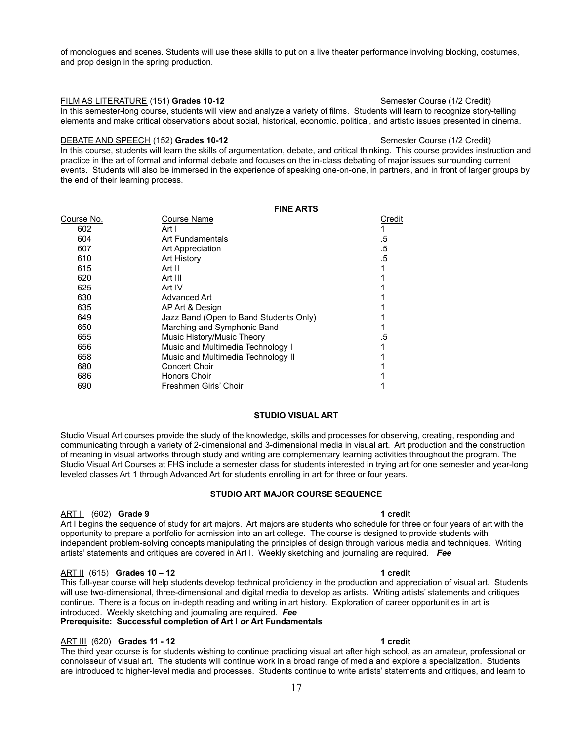of monologues and scenes. Students will use these skills to put on a live theater performance involving blocking, costumes, and prop design in the spring production.

FILM AS LITERATURE (151) **Grades 10-12** Semester Course (1/2 Credit)

In this semester-long course, students will view and analyze a variety of films. Students will learn to recognize story-telling elements and make critical observations about social, historical, economic, political, and artistic issues presented in cinema.

DEBATE AND SPEECH (152) **Grades 10-12** Semester Course (1/2 Credit)

In this course, students will learn the skills of argumentation, debate, and critical thinking. This course provides instruction and practice in the art of formal and informal debate and focuses on the in-class debating of major issues surrounding current events. Students will also be immersed in the experience of speaking one-on-one, in partners, and in front of larger groups by the end of their learning process.

## FINE ARTS

| Course No. | Course Name | Credit |
|---|---|---|
| 602 | Art I | 1 |
| 604 | Art Fundamentals | .5 |
| 607 | Art Appreciation | .5 |
| 610 | Art History | .5 |
| 615 | Art II | 1 |
| 620 | Art III | 1 |
| 625 | Art IV | 1 |
| 630 | Advanced Art | 1 |
| 635 | AP Art & Design | 1 |
| 649 | Jazz Band (Open to Band Students Only) | 1 |
| 650 | Marching and Symphonic Band | 1 |
| 655 | Music History/Music Theory | .5 |
| 656 | Music and Multimedia Technology I | 1 |
| 658 | Music and Multimedia Technology II | 1 |
| 680 | Concert Choir | 1 |
| 686 | Honors Choir | 1 |
| 690 | Freshmen Girls' Choir | 1 |

### STUDIO VISUAL ART

Studio Visual Art courses provide the study of the knowledge, skills and processes for observing, creating, responding and communicating through a variety of 2-dimensional and 3-dimensional media in visual art. Art production and the construction of meaning in visual artworks through study and writing are complementary learning activities throughout the program. The Studio Visual Art Courses at FHS include a semester class for students interested in trying art for one semester and year-long leveled classes Art 1 through Advanced Art for students enrolling in art for three or four years.

### STUDIO ART MAJOR COURSE SEQUENCE

ART I (602) **Grade 9** **1 credit**

Art I begins the sequence of study for art majors. Art majors are students who schedule for three or four years of art with the opportunity to prepare a portfolio for admission into an art college. The course is designed to provide students with independent problem-solving concepts manipulating the principles of design through various media and techniques. Writing artists' statements and critiques are covered in Art I. Weekly sketching and journaling are required. ***Fee***

ART II (615) **Grades 10 – 12** **1 credit**

This full-year course will help students develop technical proficiency in the production and appreciation of visual art. Students will use two-dimensional, three-dimensional and digital media to develop as artists. Writing artists' statements and critiques continue. There is a focus on in-depth reading and writing in art history. Exploration of career opportunities in art is introduced. Weekly sketching and journaling are required. ***Fee***

**Prerequisite: Successful completion of Art I *or* Art Fundamentals**

ART III (620) **Grades 11 - 12** **1 credit**

The third year course is for students wishing to continue practicing visual art after high school, as an amateur, professional or connoisseur of visual art. The students will continue work in a broad range of media and explore a specialization. Students are introduced to higher-level media and processes. Students continue to write artists' statements and critiques, and learn to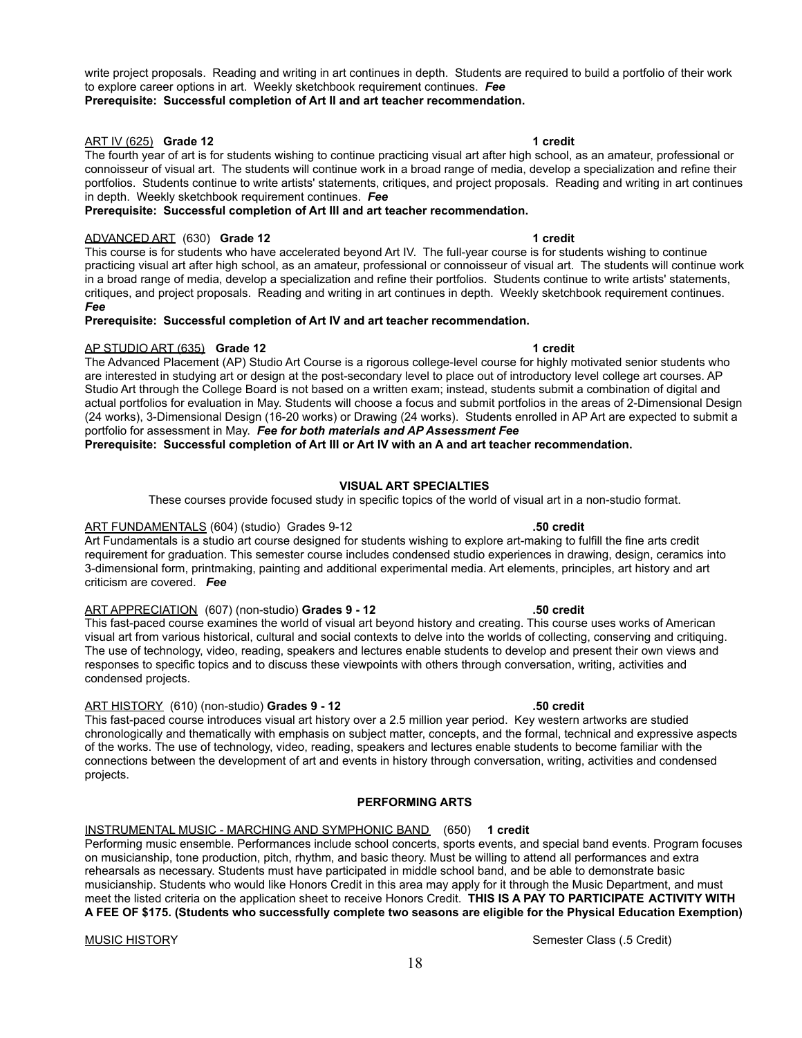write project proposals. Reading and writing in art continues in depth. Students are required to build a portfolio of their work to explore career options in art. Weekly sketchbook requirement continues. ***Fee***
**Prerequisite: Successful completion of Art II and art teacher recommendation.**

ART IV (625) **Grade 12** **1 credit**
The fourth year of art is for students wishing to continue practicing visual art after high school, as an amateur, professional or connoisseur of visual art. The students will continue work in a broad range of media, develop a specialization and refine their portfolios. Students continue to write artists' statements, critiques, and project proposals. Reading and writing in art continues in depth. Weekly sketchbook requirement continues. ***Fee***
**Prerequisite: Successful completion of Art III and art teacher recommendation.**

ADVANCED ART (630) **Grade 12** **1 credit**
This course is for students who have accelerated beyond Art IV. The full-year course is for students wishing to continue practicing visual art after high school, as an amateur, professional or connoisseur of visual art. The students will continue work in a broad range of media, develop a specialization and refine their portfolios. Students continue to write artists' statements, critiques, and project proposals. Reading and writing in art continues in depth. Weekly sketchbook requirement continues. ***Fee***
**Prerequisite: Successful completion of Art IV and art teacher recommendation.**

AP STUDIO ART (635) **Grade 12** **1 credit**
The Advanced Placement (AP) Studio Art Course is a rigorous college-level course for highly motivated senior students who are interested in studying art or design at the post-secondary level to place out of introductory level college art courses. AP Studio Art through the College Board is not based on a written exam; instead, students submit a combination of digital and actual portfolios for evaluation in May. Students will choose a focus and submit portfolios in the areas of 2-Dimensional Design (24 works), 3-Dimensional Design (16-20 works) or Drawing (24 works). Students enrolled in AP Art are expected to submit a portfolio for assessment in May. ***Fee for both materials and AP Assessment Fee***
**Prerequisite: Successful completion of Art III or Art IV with an A and art teacher recommendation.**

## VISUAL ART SPECIALTIES

These courses provide focused study in specific topics of the world of visual art in a non-studio format.

ART FUNDAMENTALS (604) (studio) Grades 9-12 **.50 credit**
Art Fundamentals is a studio art course designed for students wishing to explore art-making to fulfill the fine arts credit requirement for graduation. This semester course includes condensed studio experiences in drawing, design, ceramics into 3-dimensional form, printmaking, painting and additional experimental media. Art elements, principles, art history and art criticism are covered. ***Fee***

ART APPRECIATION (607) (non-studio) **Grades 9 - 12** **.50 credit**
This fast-paced course examines the world of visual art beyond history and creating. This course uses works of American visual art from various historical, cultural and social contexts to delve into the worlds of collecting, conserving and critiquing. The use of technology, video, reading, speakers and lectures enable students to develop and present their own views and responses to specific topics and to discuss these viewpoints with others through conversation, writing, activities and condensed projects.

ART HISTORY (610) (non-studio) **Grades 9 - 12** **.50 credit**
This fast-paced course introduces visual art history over a 2.5 million year period. Key western artworks are studied chronologically and thematically with emphasis on subject matter, concepts, and the formal, technical and expressive aspects of the works. The use of technology, video, reading, speakers and lectures enable students to become familiar with the connections between the development of art and events in history through conversation, writing, activities and condensed projects.

## PERFORMING ARTS

INSTRUMENTAL MUSIC - MARCHING AND SYMPHONIC BAND (650) **1 credit**
Performing music ensemble. Performances include school concerts, sports events, and special band events. Program focuses on musicianship, tone production, pitch, rhythm, and basic theory. Must be willing to attend all performances and extra rehearsals as necessary. Students must have participated in middle school band, and be able to demonstrate basic musicianship. Students who would like Honors Credit in this area may apply for it through the Music Department, and must meet the listed criteria on the application sheet to receive Honors Credit. **THIS IS A PAY TO PARTICIPATE ACTIVITY WITH A FEE OF $175. (Students who successfully complete two seasons are eligible for the Physical Education Exemption)**

MUSIC HISTORY Semester Class (.5 Credit)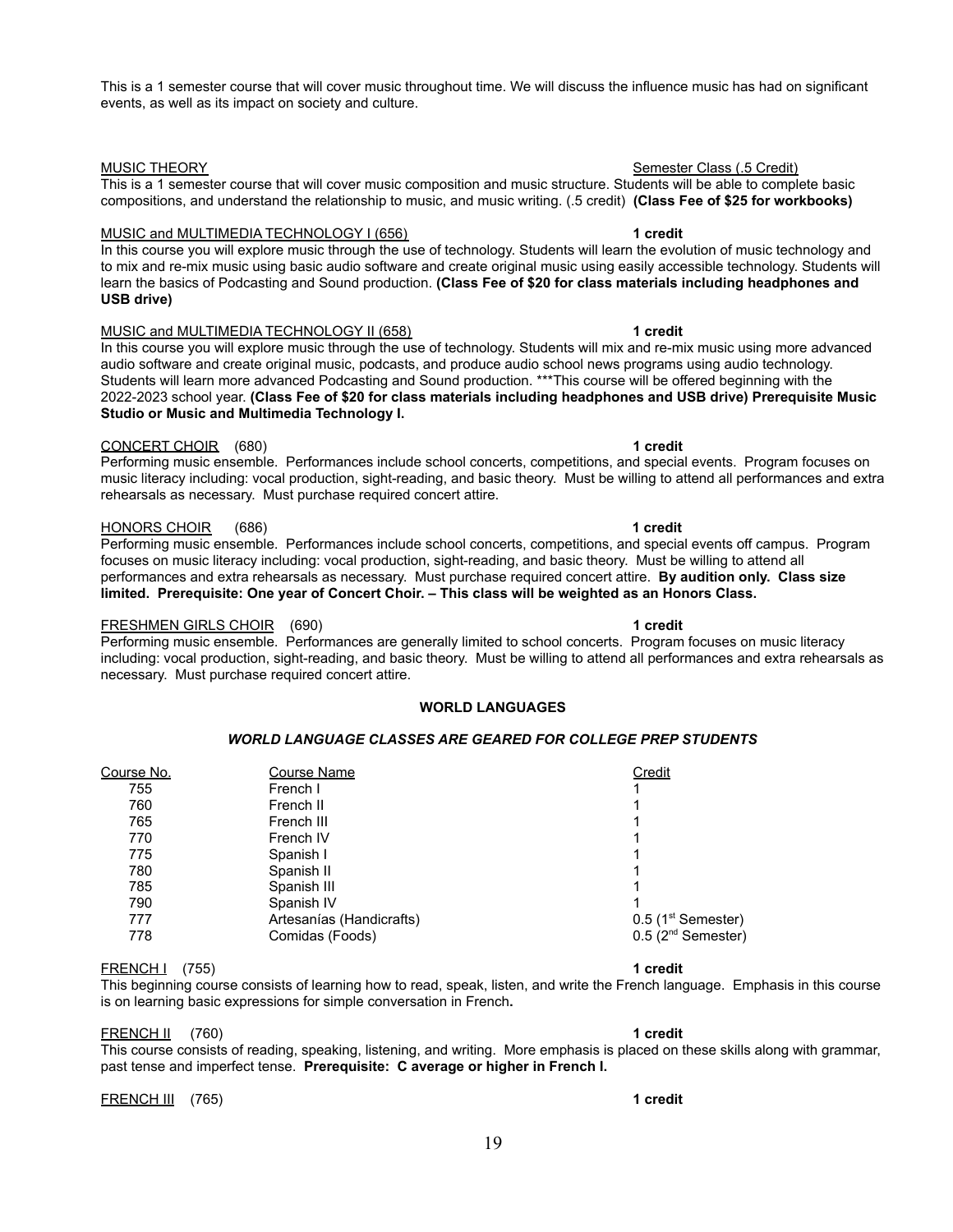This is a 1 semester course that will cover music throughout time. We will discuss the influence music has had on significant events, as well as its impact on society and culture.

<u>MUSIC THEORY</u> <u>Semester Class (.5 Credit)</u>

This is a 1 semester course that will cover music composition and music structure. Students will be able to complete basic compositions, and understand the relationship to music, and music writing. (.5 credit) **(Class Fee of $25 for workbooks)**

<u>MUSIC and MULTIMEDIA TECHNOLOGY I (656)</u> **1 credit**

In this course you will explore music through the use of technology. Students will learn the evolution of music technology and to mix and re-mix music using basic audio software and create original music using easily accessible technology. Students will learn the basics of Podcasting and Sound production. **(Class Fee of $20 for class materials including headphones and USB drive)**

<u>MUSIC and MULTIMEDIA TECHNOLOGY II (658)</u> **1 credit**

In this course you will explore music through the use of technology. Students will mix and re-mix music using more advanced audio software and create original music, podcasts, and produce audio school news programs using audio technology. Students will learn more advanced Podcasting and Sound production. ***This course will be offered beginning with the 2022-2023 school year. **(Class Fee of $20 for class materials including headphones and USB drive) Prerequisite Music Studio or Music and Multimedia Technology I.**

<u>CONCERT CHOIR</u> (680) **1 credit**

Performing music ensemble. Performances include school concerts, competitions, and special events. Program focuses on music literacy including: vocal production, sight-reading, and basic theory. Must be willing to attend all performances and extra rehearsals as necessary. Must purchase required concert attire.

<u>HONORS CHOIR</u> (686) **1 credit**

Performing music ensemble. Performances include school concerts, competitions, and special events off campus. Program focuses on music literacy including: vocal production, sight-reading, and basic theory. Must be willing to attend all performances and extra rehearsals as necessary. Must purchase required concert attire. **By audition only. Class size limited. Prerequisite: One year of Concert Choir. – This class will be weighted as an Honors Class.**

<u>FRESHMEN GIRLS CHOIR</u> (690) **1 credit**

Performing music ensemble. Performances are generally limited to school concerts. Program focuses on music literacy including: vocal production, sight-reading, and basic theory. Must be willing to attend all performances and extra rehearsals as necessary. Must purchase required concert attire.

## WORLD LANGUAGES

***WORLD LANGUAGE CLASSES ARE GEARED FOR COLLEGE PREP STUDENTS***

| Course No. | Course Name | Credit |
|---|---|---|
| 755 | French I | 1 |
| 760 | French II | 1 |
| 765 | French III | 1 |
| 770 | French IV | 1 |
| 775 | Spanish I | 1 |
| 780 | Spanish II | 1 |
| 785 | Spanish III | 1 |
| 790 | Spanish IV | 1 |
| 777 | Artesanías (Handicrafts) | 0.5 (1st Semester) |
| 778 | Comidas (Foods) | 0.5 (2nd Semester) |

<u>FRENCH I</u> (755) **1 credit**

This beginning course consists of learning how to read, speak, listen, and write the French language. Emphasis in this course is on learning basic expressions for simple conversation in French**.**

<u>FRENCH II</u> (760) **1 credit**

This course consists of reading, speaking, listening, and writing. More emphasis is placed on these skills along with grammar, past tense and imperfect tense. **Prerequisite: C average or higher in French I.**

<u>FRENCH III</u> (765) **1 credit**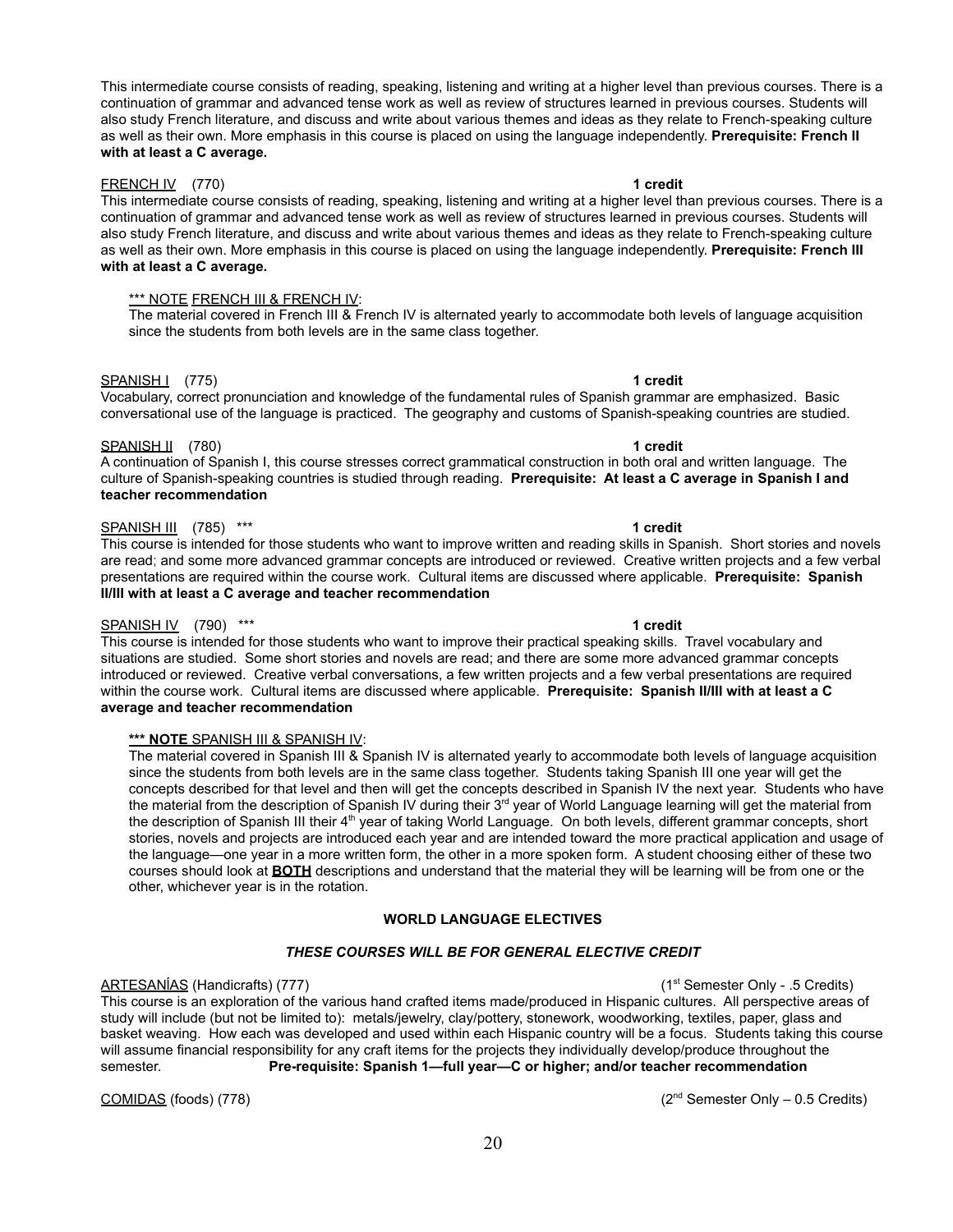This intermediate course consists of reading, speaking, listening and writing at a higher level than previous courses. There is a continuation of grammar and advanced tense work as well as review of structures learned in previous courses. Students will also study French literature, and discuss and write about various themes and ideas as they relate to French-speaking culture as well as their own. More emphasis in this course is placed on using the language independently. **Prerequisite: French II with at least a C average.**

FRENCH IV (770) **1 credit**

This intermediate course consists of reading, speaking, listening and writing at a higher level than previous courses. There is a continuation of grammar and advanced tense work as well as review of structures learned in previous courses. Students will also study French literature, and discuss and write about various themes and ideas as they relate to French-speaking culture as well as their own. More emphasis in this course is placed on using the language independently. **Prerequisite: French III with at least a C average.**

*** NOTE FRENCH III & FRENCH IV:

The material covered in French III & French IV is alternated yearly to accommodate both levels of language acquisition since the students from both levels are in the same class together.

SPANISH I (775) **1 credit**

Vocabulary, correct pronunciation and knowledge of the fundamental rules of Spanish grammar are emphasized. Basic conversational use of the language is practiced. The geography and customs of Spanish-speaking countries are studied.

SPANISH II (780) **1 credit**

A continuation of Spanish I, this course stresses correct grammatical construction in both oral and written language. The culture of Spanish-speaking countries is studied through reading. **Prerequisite: At least a C average in Spanish I and teacher recommendation**

SPANISH III (785) *** **1 credit**

This course is intended for those students who want to improve written and reading skills in Spanish. Short stories and novels are read; and some more advanced grammar concepts are introduced or reviewed. Creative written projects and a few verbal presentations are required within the course work. Cultural items are discussed where applicable. **Prerequisite: Spanish II/III with at least a C average and teacher recommendation**

SPANISH IV (790) *** **1 credit**

This course is intended for those students who want to improve their practical speaking skills. Travel vocabulary and situations are studied. Some short stories and novels are read; and there are some more advanced grammar concepts introduced or reviewed. Creative verbal conversations, a few written projects and a few verbal presentations are required within the course work. Cultural items are discussed where applicable. **Prerequisite: Spanish II/III with at least a C average and teacher recommendation**

**\*\*\* NOTE** SPANISH III & SPANISH IV:

The material covered in Spanish III & Spanish IV is alternated yearly to accommodate both levels of language acquisition since the students from both levels are in the same class together. Students taking Spanish III one year will get the concepts described for that level and then will get the concepts described in Spanish IV the next year. Students who have the material from the description of Spanish IV during their 3rd year of World Language learning will get the material from the description of Spanish III their 4th year of taking World Language. On both levels, different grammar concepts, short stories, novels and projects are introduced each year and are intended toward the more practical application and usage of the language—one year in a more written form, the other in a more spoken form. A student choosing either of these two courses should look at **BOTH** descriptions and understand that the material they will be learning will be from one or the other, whichever year is in the rotation.

**WORLD LANGUAGE ELECTIVES**

***THESE COURSES WILL BE FOR GENERAL ELECTIVE CREDIT***

ARTESANÍAS (Handicrafts) (777) (1st Semester Only - .5 Credits)

This course is an exploration of the various hand crafted items made/produced in Hispanic cultures. All perspective areas of study will include (but not be limited to): metals/jewelry, clay/pottery, stonework, woodworking, textiles, paper, glass and basket weaving. How each was developed and used within each Hispanic country will be a focus. Students taking this course will assume financial responsibility for any craft items for the projects they individually develop/produce throughout the semester. **Pre-requisite: Spanish 1—full year—C or higher; and/or teacher recommendation**

COMIDAS (foods) (778) (2nd Semester Only – 0.5 Credits)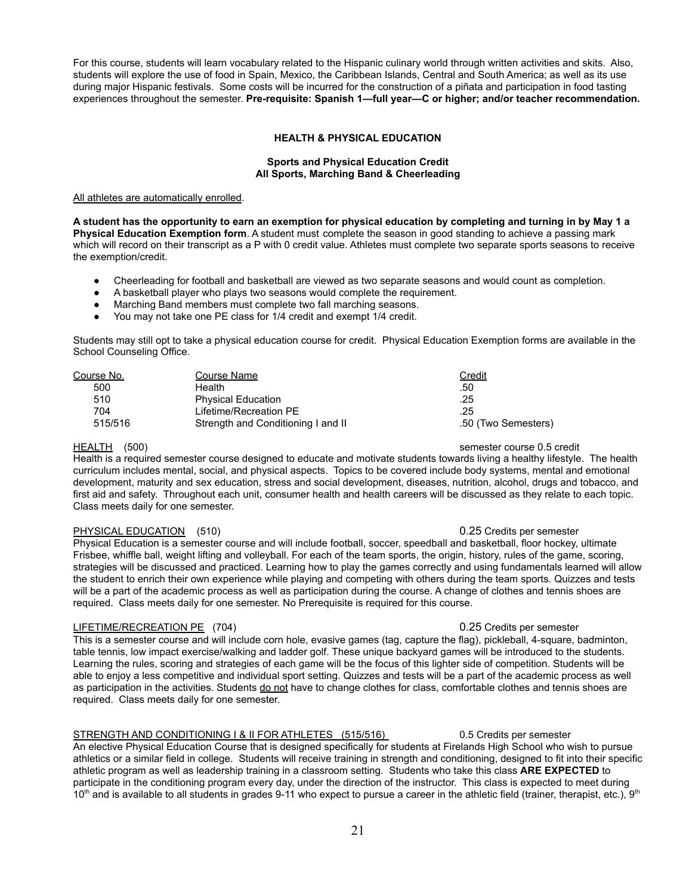For this course, students will learn vocabulary related to the Hispanic culinary world through written activities and skits. Also, students will explore the use of food in Spain, Mexico, the Caribbean Islands, Central and South America; as well as its use during major Hispanic festivals. Some costs will be incurred for the construction of a piñata and participation in food tasting experiences throughout the semester. **Pre-requisite: Spanish 1—full year—C or higher; and/or teacher recommendation.**

## HEALTH & PHYSICAL EDUCATION

### Sports and Physical Education Credit
### All Sports, Marching Band & Cheerleading

All athletes are automatically enrolled.

**A student has the opportunity to earn an exemption for physical education by completing and turning in by May 1 a Physical Education Exemption form**. A student must complete the season in good standing to achieve a passing mark which will record on their transcript as a P with 0 credit value. Athletes must complete two separate sports seasons to receive the exemption/credit.

- Cheerleading for football and basketball are viewed as two separate seasons and would count as completion.
- A basketball player who plays two seasons would complete the requirement.
- Marching Band members must complete two fall marching seasons.
- You may not take one PE class for 1/4 credit and exempt 1/4 credit.

Students may still opt to take a physical education course for credit. Physical Education Exemption forms are available in the School Counseling Office.

| Course No. | Course Name | Credit |
|---|---|---|
| 500 | Health | .50 |
| 510 | Physical Education | .25 |
| 704 | Lifetime/Recreation PE | .25 |
| 515/516 | Strength and Conditioning I and II | .50 (Two Semesters) |

HEALTH (500) — semester course 0.5 credit

Health is a required semester course designed to educate and motivate students towards living a healthy lifestyle. The health curriculum includes mental, social, and physical aspects. Topics to be covered include body systems, mental and emotional development, maturity and sex education, stress and social development, diseases, nutrition, alcohol, drugs and tobacco, and first aid and safety. Throughout each unit, consumer health and health careers will be discussed as they relate to each topic. Class meets daily for one semester.

PHYSICAL EDUCATION (510) — 0.25 Credits per semester

Physical Education is a semester course and will include football, soccer, speedball and basketball, floor hockey, ultimate Frisbee, whiffle ball, weight lifting and volleyball. For each of the team sports, the origin, history, rules of the game, scoring, strategies will be discussed and practiced. Learning how to play the games correctly and using fundamentals learned will allow the student to enrich their own experience while playing and competing with others during the team sports. Quizzes and tests will be a part of the academic process as well as participation during the course. A change of clothes and tennis shoes are required. Class meets daily for one semester. No Prerequisite is required for this course.

LIFETIME/RECREATION PE (704) — 0.25 Credits per semester

This is a semester course and will include corn hole, evasive games (tag, capture the flag), pickleball, 4-square, badminton, table tennis, low impact exercise/walking and ladder golf. These unique backyard games will be introduced to the students. Learning the rules, scoring and strategies of each game will be the focus of this lighter side of competition. Students will be able to enjoy a less competitive and individual sport setting. Quizzes and tests will be a part of the academic process as well as participation in the activities. Students do not have to change clothes for class, comfortable clothes and tennis shoes are required. Class meets daily for one semester.

STRENGTH AND CONDITIONING I & II FOR ATHLETES (515/516) — 0.5 Credits per semester

An elective Physical Education Course that is designed specifically for students at Firelands High School who wish to pursue athletics or a similar field in college. Students will receive training in strength and conditioning, designed to fit into their specific athletic program as well as leadership training in a classroom setting. Students who take this class **ARE EXPECTED** to participate in the conditioning program every day, under the direction of the instructor. This class is expected to meet during 10th and is available to all students in grades 9-11 who expect to pursue a career in the athletic field (trainer, therapist, etc.), 9th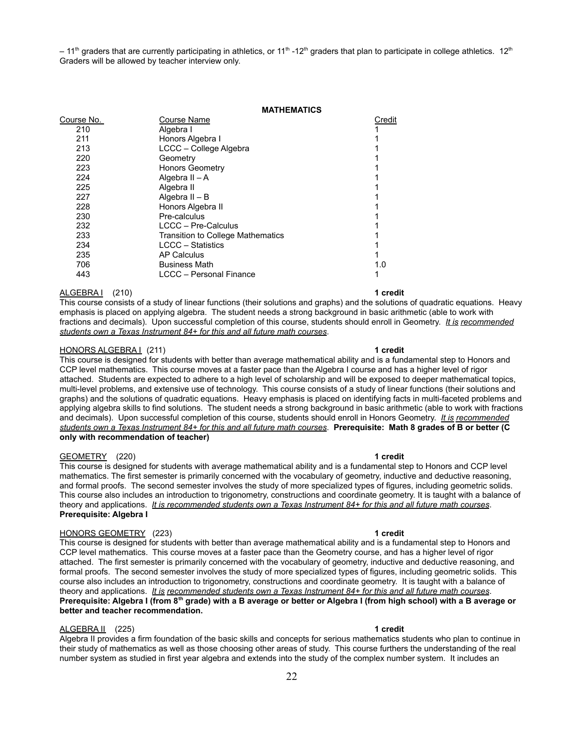– 11th graders that are currently participating in athletics, or 11th -12th graders that plan to participate in college athletics. 12th Graders will be allowed by teacher interview only.

## MATHEMATICS

| Course No. | Course Name | Credit |
|---|---|---|
| 210 | Algebra I | 1 |
| 211 | Honors Algebra I | 1 |
| 213 | LCCC – College Algebra | 1 |
| 220 | Geometry | 1 |
| 223 | Honors Geometry | 1 |
| 224 | Algebra II – A | 1 |
| 225 | Algebra II | 1 |
| 227 | Algebra II – B | 1 |
| 228 | Honors Algebra II | 1 |
| 230 | Pre-calculus | 1 |
| 232 | LCCC – Pre-Calculus | 1 |
| 233 | Transition to College Mathematics | 1 |
| 234 | LCCC – Statistics | 1 |
| 235 | AP Calculus | 1 |
| 706 | Business Math | 1.0 |
| 443 | LCCC – Personal Finance | 1 |

ALGEBRA I (210) **1 credit**

This course consists of a study of linear functions (their solutions and graphs) and the solutions of quadratic equations. Heavy emphasis is placed on applying algebra. The student needs a strong background in basic arithmetic (able to work with fractions and decimals). Upon successful completion of this course, students should enroll in Geometry. *It is recommended students own a Texas Instrument 84+ for this and all future math courses*.

HONORS ALGEBRA I (211) **1 credit**

This course is designed for students with better than average mathematical ability and is a fundamental step to Honors and CCP level mathematics. This course moves at a faster pace than the Algebra I course and has a higher level of rigor attached. Students are expected to adhere to a high level of scholarship and will be exposed to deeper mathematical topics, multi-level problems, and extensive use of technology. This course consists of a study of linear functions (their solutions and graphs) and the solutions of quadratic equations. Heavy emphasis is placed on identifying facts in multi-faceted problems and applying algebra skills to find solutions. The student needs a strong background in basic arithmetic (able to work with fractions and decimals). Upon successful completion of this course, students should enroll in Honors Geometry. *It is recommended students own a Texas Instrument 84+ for this and all future math courses*. **Prerequisite: Math 8 grades of B or better (C only with recommendation of teacher)**

GEOMETRY (220) **1 credit**

This course is designed for students with average mathematical ability and is a fundamental step to Honors and CCP level mathematics. The first semester is primarily concerned with the vocabulary of geometry, inductive and deductive reasoning, and formal proofs. The second semester involves the study of more specialized types of figures, including geometric solids. This course also includes an introduction to trigonometry, constructions and coordinate geometry. It is taught with a balance of theory and applications. *It is recommended students own a Texas Instrument 84+ for this and all future math courses*. **Prerequisite: Algebra I**

HONORS GEOMETRY (223) **1 credit**

This course is designed for students with better than average mathematical ability and is a fundamental step to Honors and CCP level mathematics. This course moves at a faster pace than the Geometry course, and has a higher level of rigor attached. The first semester is primarily concerned with the vocabulary of geometry, inductive and deductive reasoning, and formal proofs. The second semester involves the study of more specialized types of figures, including geometric solids. This course also includes an introduction to trigonometry, constructions and coordinate geometry. It is taught with a balance of theory and applications. *It is recommended students own a Texas Instrument 84+ for this and all future math courses*. **Prerequisite: Algebra I (from 8th grade) with a B average or better or Algebra I (from high school) with a B average or better and teacher recommendation.**

ALGEBRA II (225) **1 credit**

Algebra II provides a firm foundation of the basic skills and concepts for serious mathematics students who plan to continue in their study of mathematics as well as those choosing other areas of study. This course furthers the understanding of the real number system as studied in first year algebra and extends into the study of the complex number system. It includes an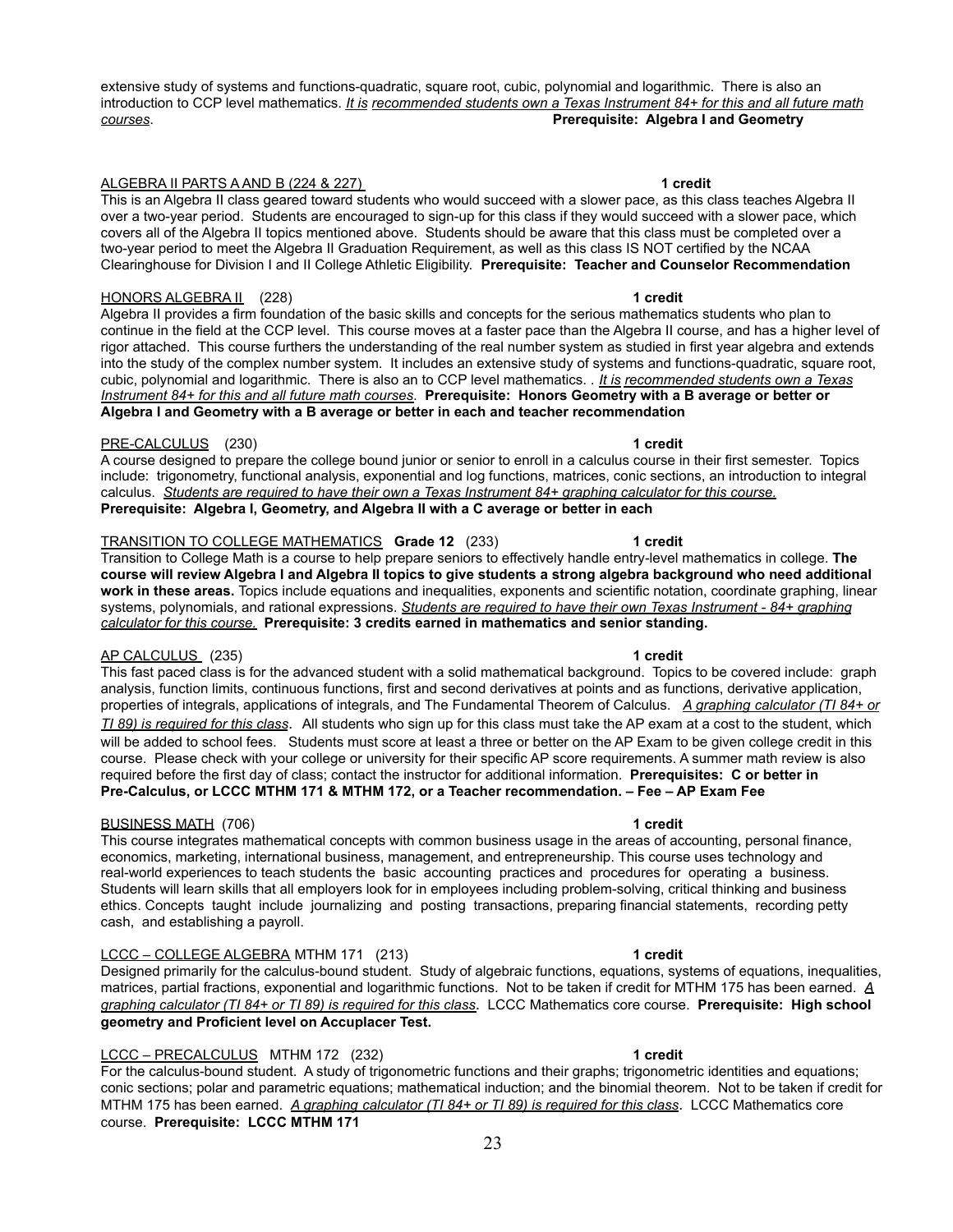extensive study of systems and functions-quadratic, square root, cubic, polynomial and logarithmic. There is also an introduction to CCP level mathematics. *It is recommended students own a Texas Instrument 84+ for this and all future math courses*. **Prerequisite: Algebra I and Geometry**

ALGEBRA II PARTS A AND B (224 & 227) **1 credit**
This is an Algebra II class geared toward students who would succeed with a slower pace, as this class teaches Algebra II over a two-year period. Students are encouraged to sign-up for this class if they would succeed with a slower pace, which covers all of the Algebra II topics mentioned above. Students should be aware that this class must be completed over a two-year period to meet the Algebra II Graduation Requirement, as well as this class IS NOT certified by the NCAA Clearinghouse for Division I and II College Athletic Eligibility. **Prerequisite: Teacher and Counselor Recommendation**

HONORS ALGEBRA II (228) **1 credit**
Algebra II provides a firm foundation of the basic skills and concepts for the serious mathematics students who plan to continue in the field at the CCP level. This course moves at a faster pace than the Algebra II course, and has a higher level of rigor attached. This course furthers the understanding of the real number system as studied in first year algebra and extends into the study of the complex number system. It includes an extensive study of systems and functions-quadratic, square root, cubic, polynomial and logarithmic. There is also an to CCP level mathematics. . *It is recommended students own a Texas Instrument 84+ for this and all future math courses*. **Prerequisite: Honors Geometry with a B average or better or Algebra I and Geometry with a B average or better in each and teacher recommendation**

PRE-CALCULUS (230) **1 credit**
A course designed to prepare the college bound junior or senior to enroll in a calculus course in their first semester. Topics include: trigonometry, functional analysis, exponential and log functions, matrices, conic sections, an introduction to integral calculus. *Students are required to have their own a Texas Instrument 84+ graphing calculator for this course.*
**Prerequisite: Algebra I, Geometry, and Algebra II with a C average or better in each**

TRANSITION TO COLLEGE MATHEMATICS **Grade 12** (233) **1 credit**
Transition to College Math is a course to help prepare seniors to effectively handle entry-level mathematics in college. **The course will review Algebra I and Algebra II topics to give students a strong algebra background who need additional work in these areas.** Topics include equations and inequalities, exponents and scientific notation, coordinate graphing, linear systems, polynomials, and rational expressions. *Students are required to have their own Texas Instrument - 84+ graphing calculator for this course.* **Prerequisite: 3 credits earned in mathematics and senior standing.**

AP CALCULUS (235) **1 credit**
This fast paced class is for the advanced student with a solid mathematical background. Topics to be covered include: graph analysis, function limits, continuous functions, first and second derivatives at points and as functions, derivative application, properties of integrals, applications of integrals, and The Fundamental Theorem of Calculus. *A graphing calculator (TI 84+ or TI 89) is required for this class*. All students who sign up for this class must take the AP exam at a cost to the student, which will be added to school fees. Students must score at least a three or better on the AP Exam to be given college credit in this course. Please check with your college or university for their specific AP score requirements. A summer math review is also required before the first day of class; contact the instructor for additional information. **Prerequisites: C or better in Pre-Calculus, or LCCC MTHM 171 & MTHM 172, or a Teacher recommendation. – Fee – AP Exam Fee**

BUSINESS MATH (706) **1 credit**
This course integrates mathematical concepts with common business usage in the areas of accounting, personal finance, economics, marketing, international business, management, and entrepreneurship. This course uses technology and real-world experiences to teach students the basic accounting practices and procedures for operating a business. Students will learn skills that all employers look for in employees including problem-solving, critical thinking and business ethics. Concepts taught include journalizing and posting transactions, preparing financial statements, recording petty cash, and establishing a payroll.

LCCC – COLLEGE ALGEBRA MTHM 171 (213) **1 credit**
Designed primarily for the calculus-bound student. Study of algebraic functions, equations, systems of equations, inequalities, matrices, partial fractions, exponential and logarithmic functions. Not to be taken if credit for MTHM 175 has been earned. *A graphing calculator (TI 84+ or TI 89) is required for this class*. LCCC Mathematics core course. **Prerequisite: High school geometry and Proficient level on Accuplacer Test.**

LCCC – PRECALCULUS MTHM 172 (232) **1 credit**
For the calculus-bound student. A study of trigonometric functions and their graphs; trigonometric identities and equations; conic sections; polar and parametric equations; mathematical induction; and the binomial theorem. Not to be taken if credit for MTHM 175 has been earned. *A graphing calculator (TI 84+ or TI 89) is required for this class*. LCCC Mathematics core course. **Prerequisite: LCCC MTHM 171**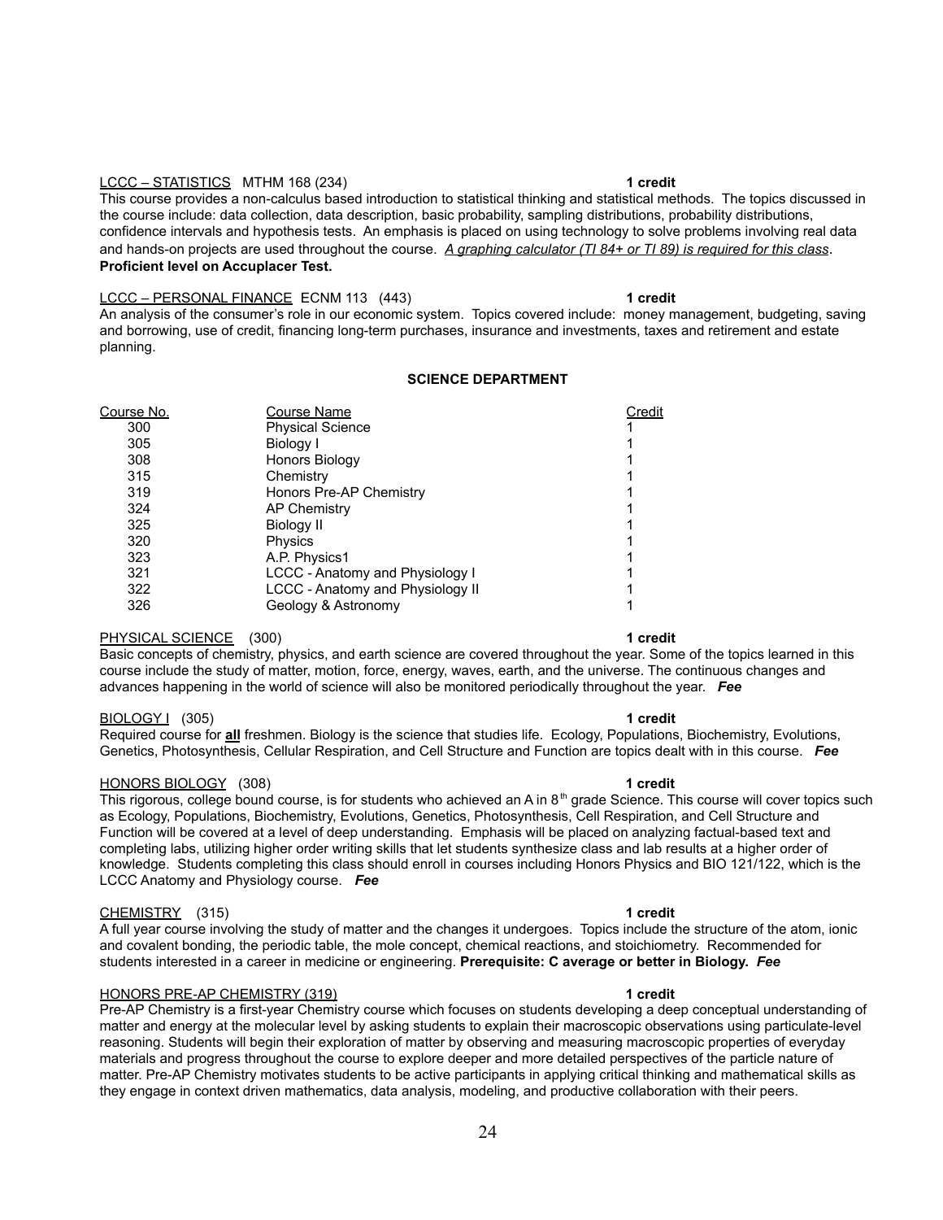LCCC – STATISTICS MTHM 168 (234) **1 credit**

This course provides a non-calculus based introduction to statistical thinking and statistical methods. The topics discussed in the course include: data collection, data description, basic probability, sampling distributions, probability distributions, confidence intervals and hypothesis tests. An emphasis is placed on using technology to solve problems involving real data and hands-on projects are used throughout the course. *A graphing calculator (TI 84+ or TI 89) is required for this class*. **Proficient level on Accuplacer Test.**

LCCC – PERSONAL FINANCE ECNM 113 (443) **1 credit**

An analysis of the consumer's role in our economic system. Topics covered include: money management, budgeting, saving and borrowing, use of credit, financing long-term purchases, insurance and investments, taxes and retirement and estate planning.

## SCIENCE DEPARTMENT

| Course No. | Course Name | Credit |
|---|---|---|
| 300 | Physical Science | 1 |
| 305 | Biology I | 1 |
| 308 | Honors Biology | 1 |
| 315 | Chemistry | 1 |
| 319 | Honors Pre-AP Chemistry | 1 |
| 324 | AP Chemistry | 1 |
| 325 | Biology II | 1 |
| 320 | Physics | 1 |
| 323 | A.P. Physics1 | 1 |
| 321 | LCCC - Anatomy and Physiology I | 1 |
| 322 | LCCC - Anatomy and Physiology II | 1 |
| 326 | Geology & Astronomy | 1 |

PHYSICAL SCIENCE (300) **1 credit**

Basic concepts of chemistry, physics, and earth science are covered throughout the year. Some of the topics learned in this course include the study of matter, motion, force, energy, waves, earth, and the universe. The continuous changes and advances happening in the world of science will also be monitored periodically throughout the year. ***Fee***

BIOLOGY I (305) **1 credit**

Required course for **all** freshmen. Biology is the science that studies life. Ecology, Populations, Biochemistry, Evolutions, Genetics, Photosynthesis, Cellular Respiration, and Cell Structure and Function are topics dealt with in this course. ***Fee***

HONORS BIOLOGY (308) **1 credit**

This rigorous, college bound course, is for students who achieved an A in 8th grade Science. This course will cover topics such as Ecology, Populations, Biochemistry, Evolutions, Genetics, Photosynthesis, Cell Respiration, and Cell Structure and Function will be covered at a level of deep understanding. Emphasis will be placed on analyzing factual-based text and completing labs, utilizing higher order writing skills that let students synthesize class and lab results at a higher order of knowledge. Students completing this class should enroll in courses including Honors Physics and BIO 121/122, which is the LCCC Anatomy and Physiology course. ***Fee***

CHEMISTRY (315) **1 credit**

A full year course involving the study of matter and the changes it undergoes. Topics include the structure of the atom, ionic and covalent bonding, the periodic table, the mole concept, chemical reactions, and stoichiometry. Recommended for students interested in a career in medicine or engineering. **Prerequisite: C average or better in Biology.** ***Fee***

HONORS PRE-AP CHEMISTRY (319) **1 credit**

Pre-AP Chemistry is a first-year Chemistry course which focuses on students developing a deep conceptual understanding of matter and energy at the molecular level by asking students to explain their macroscopic observations using particulate-level reasoning. Students will begin their exploration of matter by observing and measuring macroscopic properties of everyday materials and progress throughout the course to explore deeper and more detailed perspectives of the particle nature of matter. Pre-AP Chemistry motivates students to be active participants in applying critical thinking and mathematical skills as they engage in context driven mathematics, data analysis, modeling, and productive collaboration with their peers.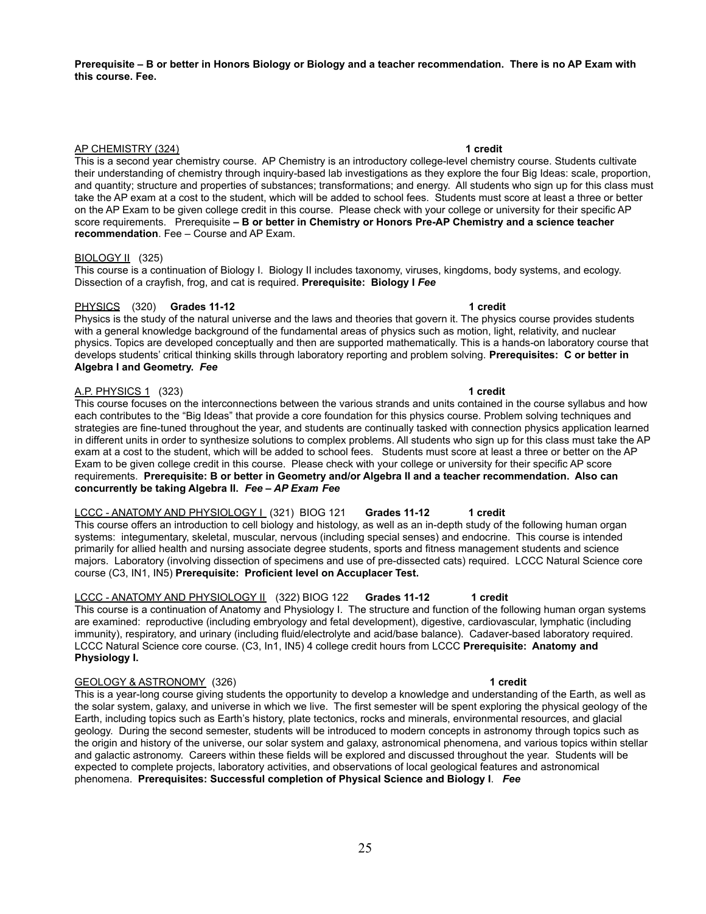**Prerequisite – B or better in Honors Biology or Biology and a teacher recommendation. There is no AP Exam with this course. Fee.**

<u>AP CHEMISTRY (324)</u> **1 credit**

This is a second year chemistry course. AP Chemistry is an introductory college-level chemistry course. Students cultivate their understanding of chemistry through inquiry-based lab investigations as they explore the four Big Ideas: scale, proportion, and quantity; structure and properties of substances; transformations; and energy. All students who sign up for this class must take the AP exam at a cost to the student, which will be added to school fees. Students must score at least a three or better on the AP Exam to be given college credit in this course. Please check with your college or university for their specific AP score requirements. Prerequisite **– B or better in Chemistry or Honors Pre-AP Chemistry and a science teacher recommendation**. Fee – Course and AP Exam.

<u>BIOLOGY II</u> (325)

This course is a continuation of Biology I. Biology II includes taxonomy, viruses, kingdoms, body systems, and ecology. Dissection of a crayfish, frog, and cat is required. **Prerequisite: Biology I** ***Fee***

<u>PHYSICS</u> (320) **Grades 11-12** **1 credit**

Physics is the study of the natural universe and the laws and theories that govern it. The physics course provides students with a general knowledge background of the fundamental areas of physics such as motion, light, relativity, and nuclear physics. Topics are developed conceptually and then are supported mathematically. This is a hands-on laboratory course that develops students' critical thinking skills through laboratory reporting and problem solving. **Prerequisites: C or better in Algebra I and Geometry.** ***Fee***

<u>A.P. PHYSICS 1</u> (323) **1 credit**

This course focuses on the interconnections between the various strands and units contained in the course syllabus and how each contributes to the "Big Ideas" that provide a core foundation for this physics course. Problem solving techniques and strategies are fine-tuned throughout the year, and students are continually tasked with connection physics application learned in different units in order to synthesize solutions to complex problems. All students who sign up for this class must take the AP exam at a cost to the student, which will be added to school fees. Students must score at least a three or better on the AP Exam to be given college credit in this course. Please check with your college or university for their specific AP score requirements. **Prerequisite: B or better in Geometry and/or Algebra II and a teacher recommendation. Also can concurrently be taking Algebra II.** ***Fee – AP Exam Fee***

<u>LCCC - ANATOMY AND PHYSIOLOGY I</u> (321) BIOG 121 **Grades 11-12** **1 credit**

This course offers an introduction to cell biology and histology, as well as an in-depth study of the following human organ systems: integumentary, skeletal, muscular, nervous (including special senses) and endocrine. This course is intended primarily for allied health and nursing associate degree students, sports and fitness management students and science majors. Laboratory (involving dissection of specimens and use of pre-dissected cats) required. LCCC Natural Science core course (C3, IN1, IN5) **Prerequisite: Proficient level on Accuplacer Test.**

<u>LCCC - ANATOMY AND PHYSIOLOGY II</u> (322) BIOG 122 **Grades 11-12** **1 credit**

This course is a continuation of Anatomy and Physiology I. The structure and function of the following human organ systems are examined: reproductive (including embryology and fetal development), digestive, cardiovascular, lymphatic (including immunity), respiratory, and urinary (including fluid/electrolyte and acid/base balance). Cadaver-based laboratory required. LCCC Natural Science core course. (C3, In1, IN5) 4 college credit hours from LCCC **Prerequisite: Anatomy and Physiology I.**

<u>GEOLOGY & ASTRONOMY</u> (326) **1 credit**

This is a year-long course giving students the opportunity to develop a knowledge and understanding of the Earth, as well as the solar system, galaxy, and universe in which we live. The first semester will be spent exploring the physical geology of the Earth, including topics such as Earth's history, plate tectonics, rocks and minerals, environmental resources, and glacial geology. During the second semester, students will be introduced to modern concepts in astronomy through topics such as the origin and history of the universe, our solar system and galaxy, astronomical phenomena, and various topics within stellar and galactic astronomy. Careers within these fields will be explored and discussed throughout the year. Students will be expected to complete projects, laboratory activities, and observations of local geological features and astronomical phenomena. **Prerequisites: Successful completion of Physical Science and Biology I**. ***Fee***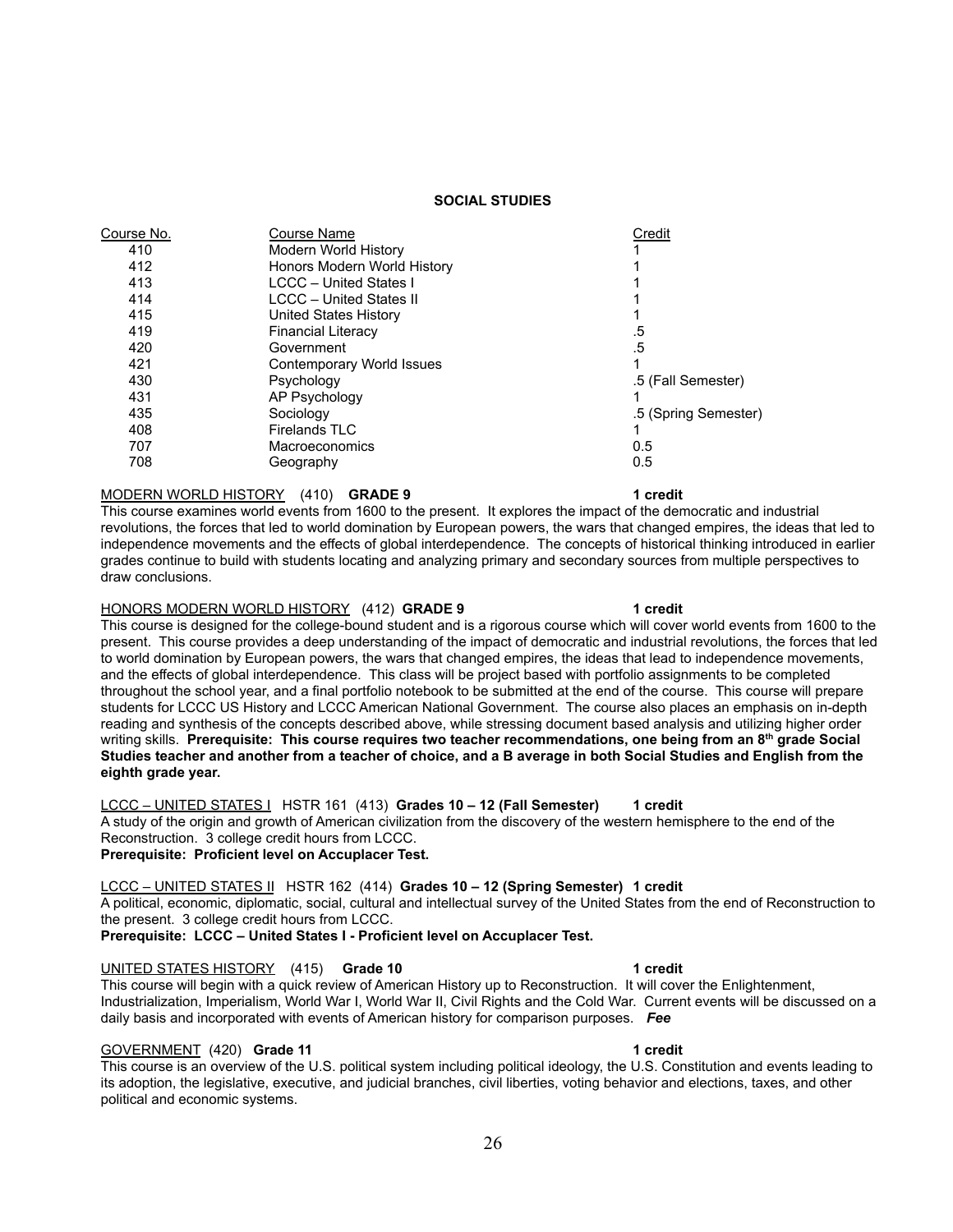## SOCIAL STUDIES

| Course No. | Course Name | Credit |
|---|---|---|
| 410 | Modern World History | 1 |
| 412 | Honors Modern World History | 1 |
| 413 | LCCC – United States I | 1 |
| 414 | LCCC – United States II | 1 |
| 415 | United States History | 1 |
| 419 | Financial Literacy | .5 |
| 420 | Government | .5 |
| 421 | Contemporary World Issues | 1 |
| 430 | Psychology | .5 (Fall Semester) |
| 431 | AP Psychology | 1 |
| 435 | Sociology | .5 (Spring Semester) |
| 408 | Firelands TLC | 1 |
| 707 | Macroeconomics | 0.5 |
| 708 | Geography | 0.5 |

MODERN WORLD HISTORY (410) **GRADE 9** **1 credit**

This course examines world events from 1600 to the present. It explores the impact of the democratic and industrial revolutions, the forces that led to world domination by European powers, the wars that changed empires, the ideas that led to independence movements and the effects of global interdependence. The concepts of historical thinking introduced in earlier grades continue to build with students locating and analyzing primary and secondary sources from multiple perspectives to draw conclusions.

HONORS MODERN WORLD HISTORY (412) **GRADE 9** **1 credit**

This course is designed for the college-bound student and is a rigorous course which will cover world events from 1600 to the present. This course provides a deep understanding of the impact of democratic and industrial revolutions, the forces that led to world domination by European powers, the wars that changed empires, the ideas that lead to independence movements, and the effects of global interdependence. This class will be project based with portfolio assignments to be completed throughout the school year, and a final portfolio notebook to be submitted at the end of the course. This course will prepare students for LCCC US History and LCCC American National Government. The course also places an emphasis on in-depth reading and synthesis of the concepts described above, while stressing document based analysis and utilizing higher order writing skills. **Prerequisite: This course requires two teacher recommendations, one being from an 8th grade Social Studies teacher and another from a teacher of choice, and a B average in both Social Studies and English from the eighth grade year.**

LCCC – UNITED STATES I HSTR 161 (413) **Grades 10 – 12 (Fall Semester)** **1 credit**

A study of the origin and growth of American civilization from the discovery of the western hemisphere to the end of the Reconstruction. 3 college credit hours from LCCC.

**Prerequisite: Proficient level on Accuplacer Test.**

LCCC – UNITED STATES II HSTR 162 (414) **Grades 10 – 12 (Spring Semester)** **1 credit**

A political, economic, diplomatic, social, cultural and intellectual survey of the United States from the end of Reconstruction to the present. 3 college credit hours from LCCC.

**Prerequisite: LCCC – United States I - Proficient level on Accuplacer Test.**

UNITED STATES HISTORY (415) **Grade 10** **1 credit**

This course will begin with a quick review of American History up to Reconstruction. It will cover the Enlightenment, Industrialization, Imperialism, World War I, World War II, Civil Rights and the Cold War. Current events will be discussed on a daily basis and incorporated with events of American history for comparison purposes. ***Fee***

GOVERNMENT (420) **Grade 11** **1 credit**

This course is an overview of the U.S. political system including political ideology, the U.S. Constitution and events leading to its adoption, the legislative, executive, and judicial branches, civil liberties, voting behavior and elections, taxes, and other political and economic systems.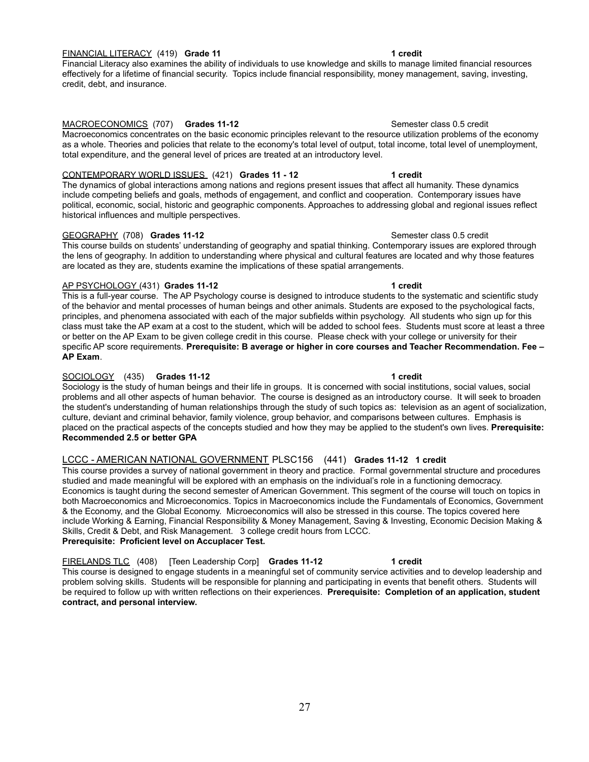<u>FINANCIAL LITERACY</u> (419) **Grade 11** **1 credit**
Financial Literacy also examines the ability of individuals to use knowledge and skills to manage limited financial resources effectively for a lifetime of financial security. Topics include financial responsibility, money management, saving, investing, credit, debt, and insurance.

<u>MACROECONOMICS</u> (707) **Grades 11-12** Semester class 0.5 credit
Macroeconomics concentrates on the basic economic principles relevant to the resource utilization problems of the economy as a whole. Theories and policies that relate to the economy's total level of output, total income, total level of unemployment, total expenditure, and the general level of prices are treated at an introductory level.

<u>CONTEMPORARY WORLD ISSUES</u> (421) **Grades 11 - 12** **1 credit**
The dynamics of global interactions among nations and regions present issues that affect all humanity. These dynamics include competing beliefs and goals, methods of engagement, and conflict and cooperation. Contemporary issues have political, economic, social, historic and geographic components. Approaches to addressing global and regional issues reflect historical influences and multiple perspectives.

<u>GEOGRAPHY</u> (708) **Grades 11-12** Semester class 0.5 credit
This course builds on students' understanding of geography and spatial thinking. Contemporary issues are explored through the lens of geography. In addition to understanding where physical and cultural features are located and why those features are located as they are, students examine the implications of these spatial arrangements.

<u>AP PSYCHOLOGY</u> (431) **Grades 11-12** **1 credit**
This is a full-year course. The AP Psychology course is designed to introduce students to the systematic and scientific study of the behavior and mental processes of human beings and other animals. Students are exposed to the psychological facts, principles, and phenomena associated with each of the major subfields within psychology. All students who sign up for this class must take the AP exam at a cost to the student, which will be added to school fees. Students must score at least a three or better on the AP Exam to be given college credit in this course. Please check with your college or university for their specific AP score requirements. **Prerequisite: B average or higher in core courses and Teacher Recommendation. Fee – AP Exam**.

<u>SOCIOLOGY</u> (435) **Grades 11-12** **1 credit**
Sociology is the study of human beings and their life in groups. It is concerned with social institutions, social values, social problems and all other aspects of human behavior. The course is designed as an introductory course. It will seek to broaden the student's understanding of human relationships through the study of such topics as: television as an agent of socialization, culture, deviant and criminal behavior, family violence, group behavior, and comparisons between cultures. Emphasis is placed on the practical aspects of the concepts studied and how they may be applied to the student's own lives. **Prerequisite: Recommended 2.5 or better GPA**

<u>LCCC - AMERICAN NATIONAL GOVERNMENT</u> PLSC156 (441) **Grades 11-12 1 credit**
This course provides a survey of national government in theory and practice. Formal governmental structure and procedures studied and made meaningful will be explored with an emphasis on the individual's role in a functioning democracy. Economics is taught during the second semester of American Government. This segment of the course will touch on topics in both Macroeconomics and Microeconomics. Topics in Macroeconomics include the Fundamentals of Economics, Government & the Economy, and the Global Economy. Microeconomics will also be stressed in this course. The topics covered here include Working & Earning, Financial Responsibility & Money Management, Saving & Investing, Economic Decision Making & Skills, Credit & Debt, and Risk Management. 3 college credit hours from LCCC.
**Prerequisite: Proficient level on Accuplacer Test.**

<u>FIRELANDS TLC</u> (408) [Teen Leadership Corp] **Grades 11-12** **1 credit**
This course is designed to engage students in a meaningful set of community service activities and to develop leadership and problem solving skills. Students will be responsible for planning and participating in events that benefit others. Students will be required to follow up with written reflections on their experiences. **Prerequisite: Completion of an application, student contract, and personal interview.**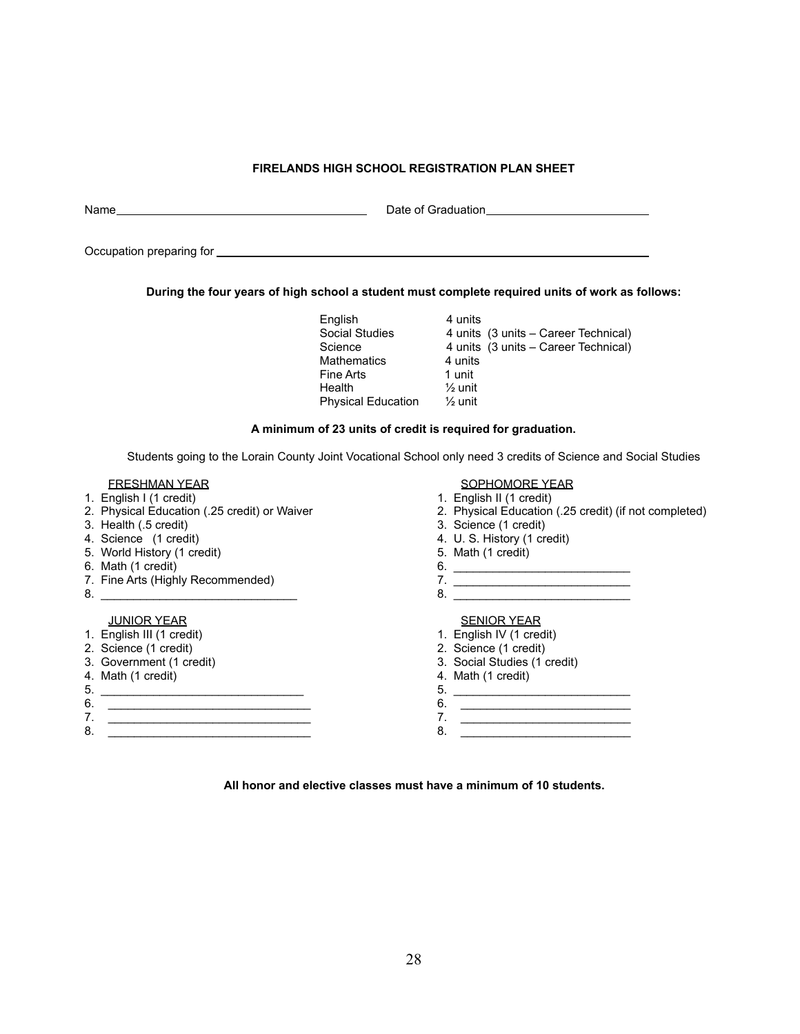**FIRELANDS HIGH SCHOOL REGISTRATION PLAN SHEET**

Name\_\_\_\_\_\_\_\_\_\_\_\_\_\_\_\_\_\_\_\_\_\_\_\_\_\_\_\_\_\_\_\_\_\_\_\_\_\_ Date of Graduation\_\_\_\_\_\_\_\_\_\_\_\_\_\_\_\_\_\_\_\_\_\_\_\_\_\_

Occupation preparing for \_\_\_\_\_\_\_\_\_\_\_\_\_\_\_\_\_\_\_\_\_\_\_\_\_\_\_\_\_\_\_\_\_\_\_\_\_\_\_\_\_\_\_\_\_\_\_\_\_\_\_\_\_\_\_\_\_\_\_\_\_\_

**During the four years of high school a student must complete required units of work as follows:**

| | |
|---|---|
| English | 4 units |
| Social Studies | 4 units (3 units – Career Technical) |
| Science | 4 units (3 units – Career Technical) |
| Mathematics | 4 units |
| Fine Arts | 1 unit |
| Health | ½ unit |
| Physical Education | ½ unit |

**A minimum of 23 units of credit is required for graduation.**

Students going to the Lorain County Joint Vocational School only need 3 credits of Science and Social Studies

FRESHMAN YEAR

1. English I (1 credit)
2. Physical Education (.25 credit) or Waiver
3. Health (.5 credit)
4. Science (1 credit)
5. World History (1 credit)
6. Math (1 credit)
7. Fine Arts (Highly Recommended)
8. \_\_\_\_\_\_\_\_\_\_\_\_\_\_\_\_\_\_\_\_\_\_\_\_\_\_\_\_

SOPHOMORE YEAR

1. English II (1 credit)
2. Physical Education (.25 credit) (if not completed)
3. Science (1 credit)
4. U. S. History (1 credit)
5. Math (1 credit)
6. \_\_\_\_\_\_\_\_\_\_\_\_\_\_\_\_\_\_\_\_\_\_\_\_\_\_\_\_
7. \_\_\_\_\_\_\_\_\_\_\_\_\_\_\_\_\_\_\_\_\_\_\_\_\_\_\_\_
8. \_\_\_\_\_\_\_\_\_\_\_\_\_\_\_\_\_\_\_\_\_\_\_\_\_\_\_\_

JUNIOR YEAR

1. English III (1 credit)
2. Science (1 credit)
3. Government (1 credit)
4. Math (1 credit)
5. \_\_\_\_\_\_\_\_\_\_\_\_\_\_\_\_\_\_\_\_\_\_\_\_\_\_\_\_
6. \_\_\_\_\_\_\_\_\_\_\_\_\_\_\_\_\_\_\_\_\_\_\_\_\_\_\_\_
7. \_\_\_\_\_\_\_\_\_\_\_\_\_\_\_\_\_\_\_\_\_\_\_\_\_\_\_\_
8. \_\_\_\_\_\_\_\_\_\_\_\_\_\_\_\_\_\_\_\_\_\_\_\_\_\_\_\_

SENIOR YEAR

1. English IV (1 credit)
2. Science (1 credit)
3. Social Studies (1 credit)
4. Math (1 credit)
5. \_\_\_\_\_\_\_\_\_\_\_\_\_\_\_\_\_\_\_\_\_\_\_\_\_\_\_\_
6. \_\_\_\_\_\_\_\_\_\_\_\_\_\_\_\_\_\_\_\_\_\_\_\_\_\_\_\_
7. \_\_\_\_\_\_\_\_\_\_\_\_\_\_\_\_\_\_\_\_\_\_\_\_\_\_\_\_
8. \_\_\_\_\_\_\_\_\_\_\_\_\_\_\_\_\_\_\_\_\_\_\_\_\_\_\_\_

**All honor and elective classes must have a minimum of 10 students.**